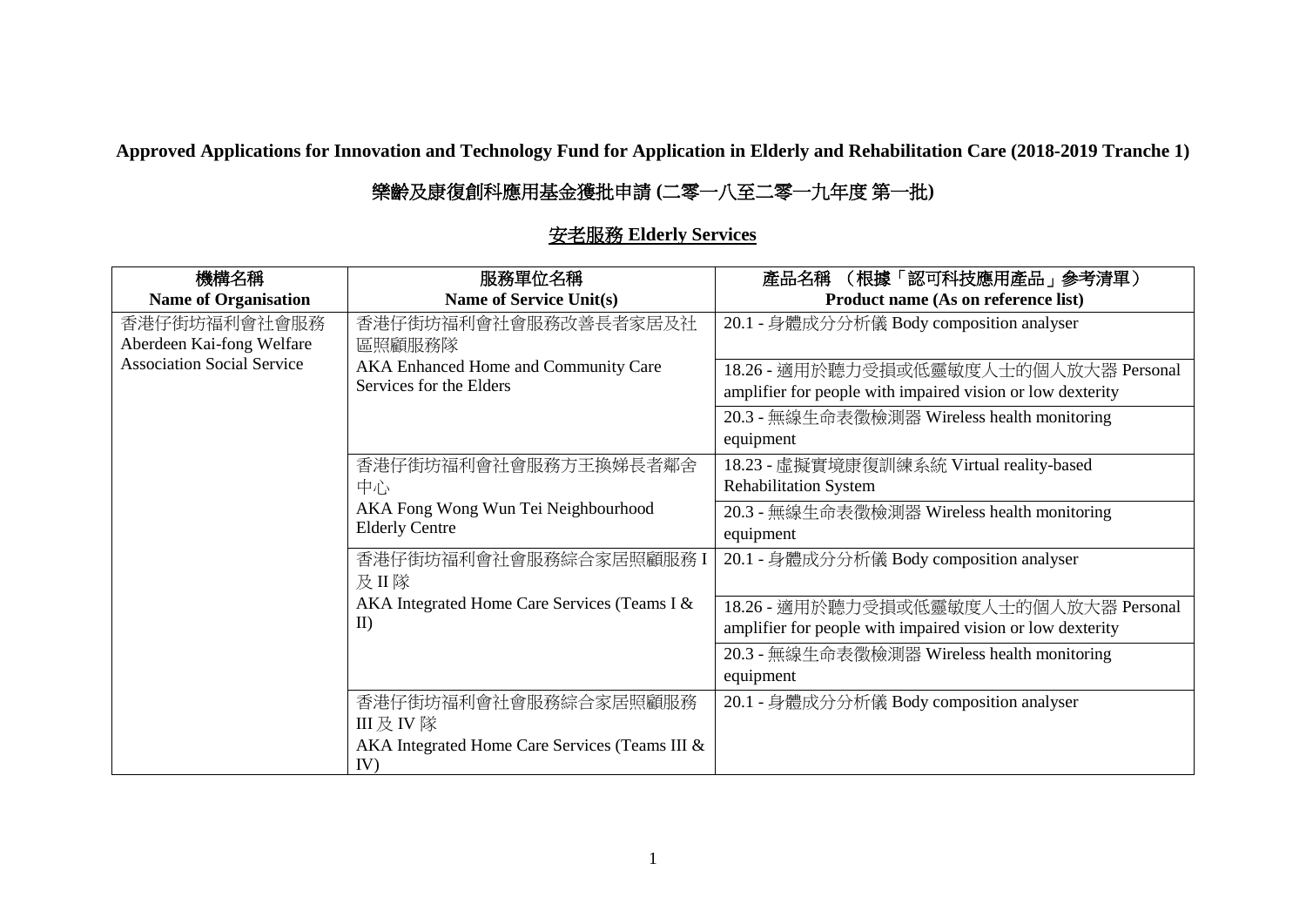**Approved Applications for Innovation and Technology Fund for Application in Elderly and Rehabilitation Care (2018-2019 Tranche 1)**

**樂齡及康復創科應用基金獲批申請 (二零一八至二零一九年度 第一批)**

## 安老服務 Elderly Services

| 機構名稱<br>Name of Organisation | 服務單位名稱<br>Name of Service Unit(s) | 產品名稱 （根據「認可科技應用產品」參考清單）<br>Product name (As on reference list) |
| --- | --- | --- |
| 香港仔街坊福利會社會服務<br>Aberdeen Kai-fong Welfare Association Social Service | 香港仔街坊福利會社會服務改善長者家居及社區照顧服務隊<br>AKA Enhanced Home and Community Care Services for the Elders | 20.1 - 身體成分分析儀 Body composition analyser |
| | | 18.26 - 適用於聽力受損或低靈敏度人士的個人放大器 Personal amplifier for people with impaired vision or low dexterity |
| | | 20.3 - 無線生命表徵檢測器 Wireless health monitoring equipment |
| | 香港仔街坊福利會社會服務方王換娣長者鄰舍中心<br>AKA Fong Wong Wun Tei Neighbourhood Elderly Centre | 18.23 - 虛擬實境康復訓練系統 Virtual reality-based Rehabilitation System |
| | | 20.3 - 無線生命表徵檢測器 Wireless health monitoring equipment |
| | 香港仔街坊福利會社會服務綜合家居照顧服務 I 及 II 隊<br>AKA Integrated Home Care Services (Teams I & II) | 20.1 - 身體成分分析儀 Body composition analyser |
| | | 18.26 - 適用於聽力受損或低靈敏度人士的個人放大器 Personal amplifier for people with impaired vision or low dexterity |
| | | 20.3 - 無線生命表徵檢測器 Wireless health monitoring equipment |
| | 香港仔街坊福利會社會服務綜合家居照顧服務 III 及 IV 隊<br>AKA Integrated Home Care Services (Teams III & IV) | 20.1 - 身體成分分析儀 Body composition analyser |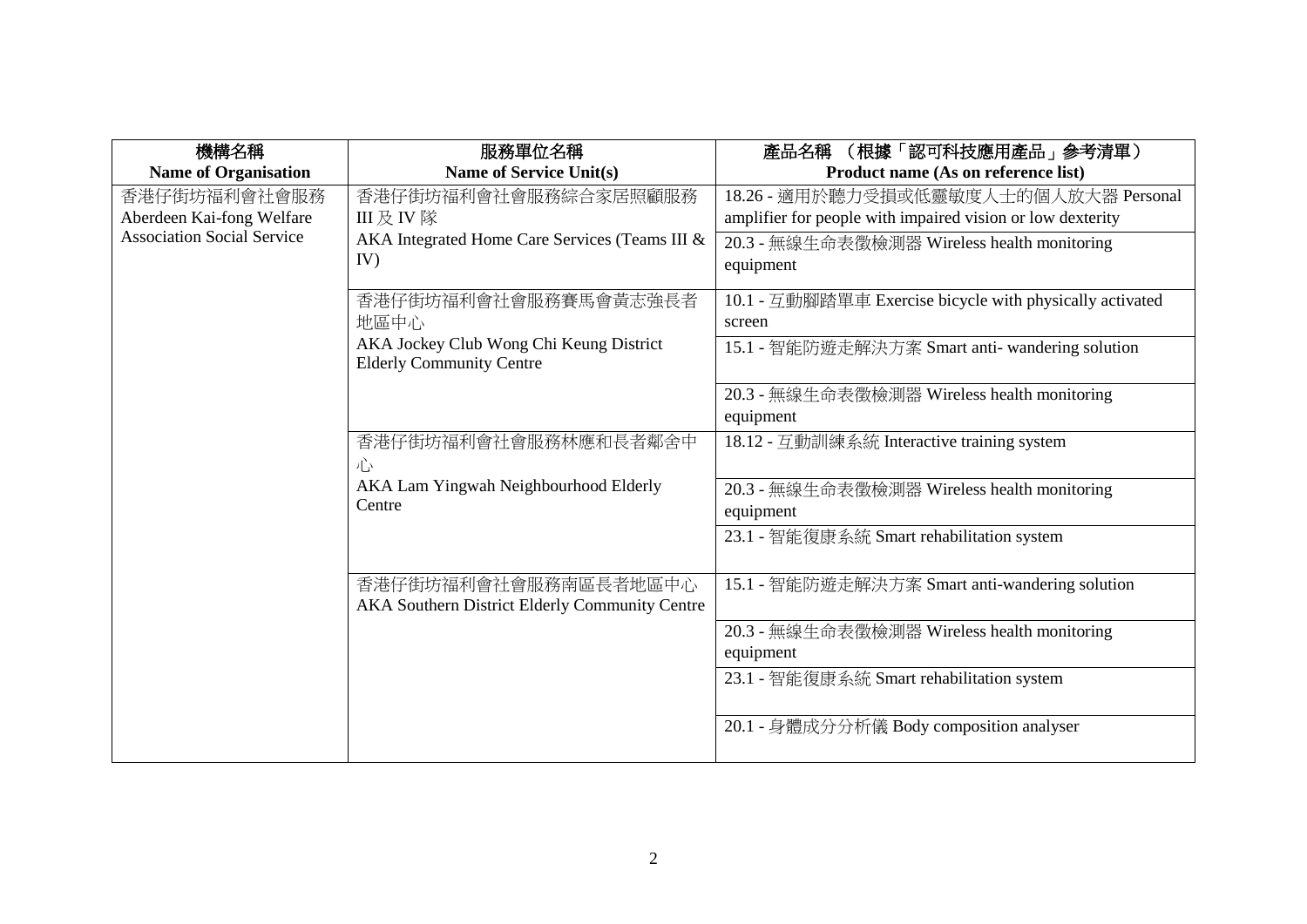| 機構名稱<br>Name of Organisation | 服務單位名稱<br>Name of Service Unit(s) | 產品名稱 （根據「認可科技應用產品」參考清單）<br>Product name (As on reference list) |
|---|---|---|
| 香港仔街坊福利會社會服務<br>Aberdeen Kai-fong Welfare Association Social Service | 香港仔街坊福利會社會服務綜合家居照顧服務III 及 IV 隊<br>AKA Integrated Home Care Services (Teams III & IV) | 18.26 - 適用於聽力受損或低靈敏度人士的個人放大器 Personal amplifier for people with impaired vision or low dexterity |
| | | 20.3 - 無線生命表徵檢測器 Wireless health monitoring equipment |
| | 香港仔街坊福利會社會服務賽馬會黃志強長者地區中心<br>AKA Jockey Club Wong Chi Keung District Elderly Community Centre | 10.1 - 互動腳踏單車 Exercise bicycle with physically activated screen |
| | | 15.1 - 智能防遊走解決方案 Smart anti- wandering solution |
| | | 20.3 - 無線生命表徵檢測器 Wireless health monitoring equipment |
| | 香港仔街坊福利會社會服務林應和長者鄰舍中心<br>AKA Lam Yingwah Neighbourhood Elderly Centre | 18.12 - 互動訓練系統 Interactive training system |
| | | 20.3 - 無線生命表徵檢測器 Wireless health monitoring equipment |
| | | 23.1 - 智能復康系統 Smart rehabilitation system |
| | 香港仔街坊福利會社會服務南區長者地區中心<br>AKA Southern District Elderly Community Centre | 15.1 - 智能防遊走解決方案 Smart anti-wandering solution |
| | | 20.3 - 無線生命表徵檢測器 Wireless health monitoring equipment |
| | | 23.1 - 智能復康系統 Smart rehabilitation system |
| | | 20.1 - 身體成分分析儀 Body composition analyser |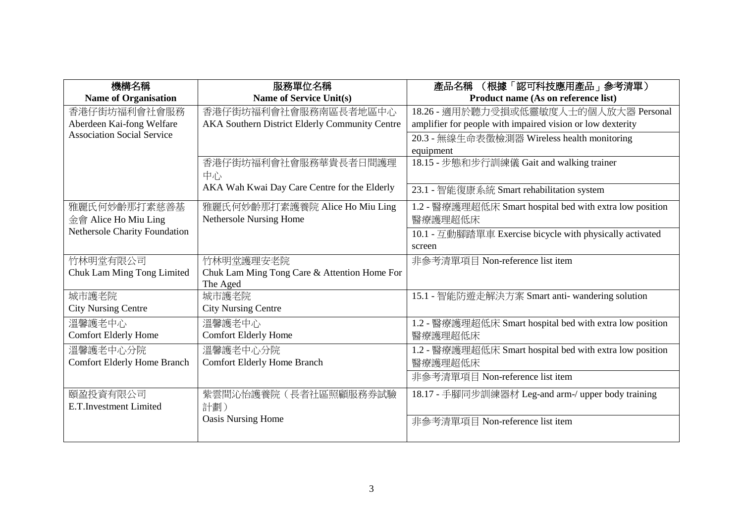| 機構名稱<br>Name of Organisation | 服務單位名稱<br>Name of Service Unit(s) | 產品名稱 （根據「認可科技應用產品」參考清單）<br>Product name (As on reference list) |
|---|---|---|
| 香港仔街坊福利會社會服務<br>Aberdeen Kai-fong Welfare Association Social Service | 香港仔街坊福利會社會服務南區長者地區中心<br>AKA Southern District Elderly Community Centre | 18.26 - 適用於聽力受損或低靈敏度人士的個人放大器 Personal amplifier for people with impaired vision or low dexterity |
| | | 20.3 - 無線生命表徵檢測器 Wireless health monitoring equipment |
| | 香港仔街坊福利會社會服務華貴長者日間護理中心<br>AKA Wah Kwai Day Care Centre for the Elderly | 18.15 - 步態和步行訓練儀 Gait and walking trainer |
| | | 23.1 - 智能復康系統 Smart rehabilitation system |
| 雅麗氏何妙齡那打素慈善基金會 Alice Ho Miu Ling Nethersole Charity Foundation | 雅麗氏何妙齡那打素護養院 Alice Ho Miu Ling Nethersole Nursing Home | 1.2 - 醫療護理超低床 Smart hospital bed with extra low position 醫療護理超低床 |
| | | 10.1 - 互動腳踏單車 Exercise bicycle with physically activated screen |
| 竹林明堂有限公司<br>Chuk Lam Ming Tong Limited | 竹林明堂護理安老院<br>Chuk Lam Ming Tong Care & Attention Home For The Aged | 非參考清單項目 Non-reference list item |
| 城市護老院<br>City Nursing Centre | 城市護老院<br>City Nursing Centre | 15.1 - 智能防遊走解決方案 Smart anti- wandering solution |
| 溫馨護老中心<br>Comfort Elderly Home | 溫馨護老中心<br>Comfort Elderly Home | 1.2 - 醫療護理超低床 Smart hospital bed with extra low position 醫療護理超低床 |
| 溫馨護老中心分院<br>Comfort Elderly Home Branch | 溫馨護老中心分院<br>Comfort Elderly Home Branch | 1.2 - 醫療護理超低床 Smart hospital bed with extra low position 醫療護理超低床 |
| | | 非參考清單項目 Non-reference list item |
| 頤盈投資有限公司<br>E.T.Investment Limited | 紫雲間沁怡護養院（長者社區照顧服務券試驗計劃）<br>Oasis Nursing Home | 18.17 - 手腳同步訓練器材 Leg-and arm-/ upper body training |
| | | 非參考清單項目 Non-reference list item |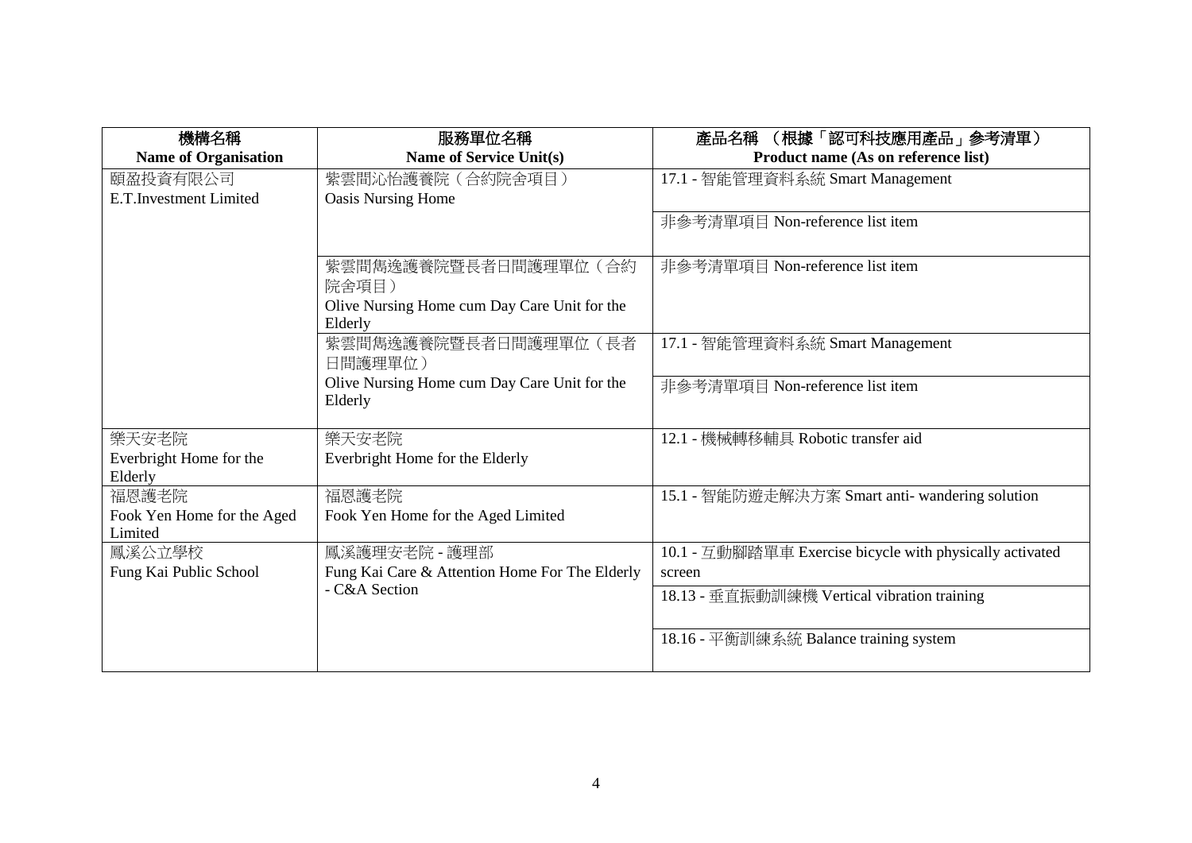| 機構名稱<br>Name of Organisation | 服務單位名稱<br>Name of Service Unit(s) | 產品名稱 （根據「認可科技應用產品」參考清單）<br>Product name (As on reference list) |
|---|---|---|
| 頤盈投資有限公司<br>E.T.Investment Limited | 紫雲間沁怡護養院（合約院舍項目）<br>Oasis Nursing Home | 17.1 - 智能管理資料系統 Smart Management |
| | | 非參考清單項目 Non-reference list item |
| | 紫雲間雋逸護養院暨長者日間護理單位（合約院舍項目）<br>Olive Nursing Home cum Day Care Unit for the Elderly | 非參考清單項目 Non-reference list item |
| | 紫雲間雋逸護養院暨長者日間護理單位（長者日間護理單位）<br>Olive Nursing Home cum Day Care Unit for the Elderly | 17.1 - 智能管理資料系統 Smart Management |
| | | 非參考清單項目 Non-reference list item |
| 樂天安老院<br>Everbright Home for the Elderly | 樂天安老院<br>Everbright Home for the Elderly | 12.1 - 機械轉移輔具 Robotic transfer aid |
| 福恩護老院<br>Fook Yen Home for the Aged Limited | 福恩護老院<br>Fook Yen Home for the Aged Limited | 15.1 - 智能防遊走解決方案 Smart anti- wandering solution |
| 鳳溪公立學校<br>Fung Kai Public School | 鳳溪護理安老院 - 護理部<br>Fung Kai Care & Attention Home For The Elderly - C&A Section | 10.1 - 互動腳踏單車 Exercise bicycle with physically activated screen |
| | | 18.13 - 垂直振動訓練機 Vertical vibration training |
| | | 18.16 - 平衡訓練系統 Balance training system |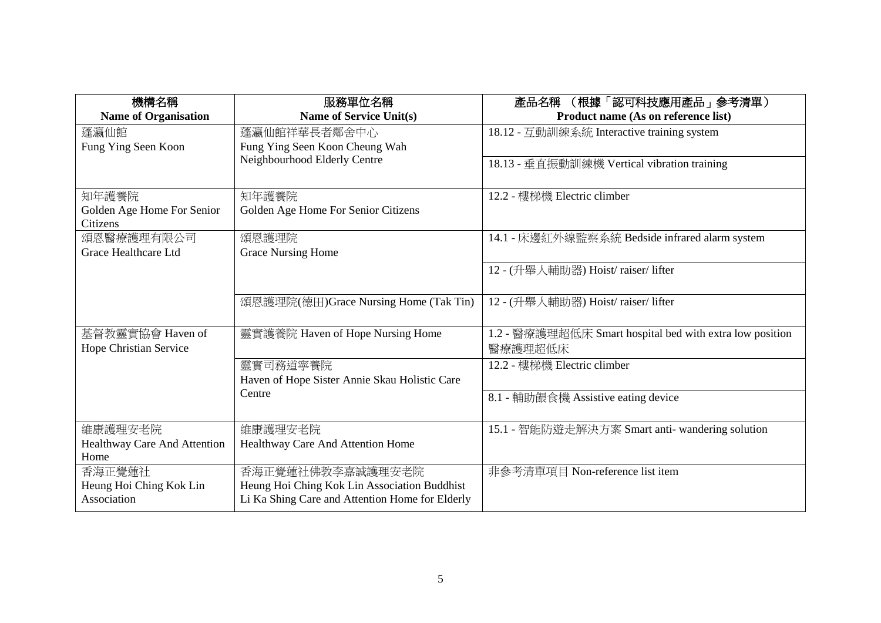| 機構名稱<br>Name of Organisation | 服務單位名稱<br>Name of Service Unit(s) | 產品名稱 （根據「認可科技應用產品」參考清單）<br>Product name (As on reference list) |
|---|---|---|
| 蓬瀛仙館<br>Fung Ying Seen Koon | 蓬瀛仙館祥華長者鄰舍中心<br>Fung Ying Seen Koon Cheung Wah Neighbourhood Elderly Centre | 18.12 - 互動訓練系統 Interactive training system |
| | | 18.13 - 垂直振動訓練機 Vertical vibration training |
| 知年護養院<br>Golden Age Home For Senior Citizens | 知年護養院<br>Golden Age Home For Senior Citizens | 12.2 - 樓梯機 Electric climber |
| 頌恩醫療護理有限公司<br>Grace Healthcare Ltd | 頌恩護理院<br>Grace Nursing Home | 14.1 - 床邊紅外線監察系統 Bedside infrared alarm system |
| | | 12 - (升舉人輔助器) Hoist/ raiser/ lifter |
| | 頌恩護理院(德田)Grace Nursing Home (Tak Tin) | 12 - (升舉人輔助器) Hoist/ raiser/ lifter |
| 基督教靈實協會 Haven of Hope Christian Service | 靈實護養院 Haven of Hope Nursing Home | 1.2 - 醫療護理超低床 Smart hospital bed with extra low position 醫療護理超低床 |
| | 靈實司務道寧養院<br>Haven of Hope Sister Annie Skau Holistic Care Centre | 12.2 - 樓梯機 Electric climber |
| | | 8.1 - 輔助餵食機 Assistive eating device |
| 維康護理安老院<br>Healthway Care And Attention Home | 維康護理安老院<br>Healthway Care And Attention Home | 15.1 - 智能防遊走解決方案 Smart anti- wandering solution |
| 香海正覺蓮社<br>Heung Hoi Ching Kok Lin Association | 香海正覺蓮社佛教李嘉誠護理安老院<br>Heung Hoi Ching Kok Lin Association Buddhist Li Ka Shing Care and Attention Home for Elderly | 非參考清單項目 Non-reference list item |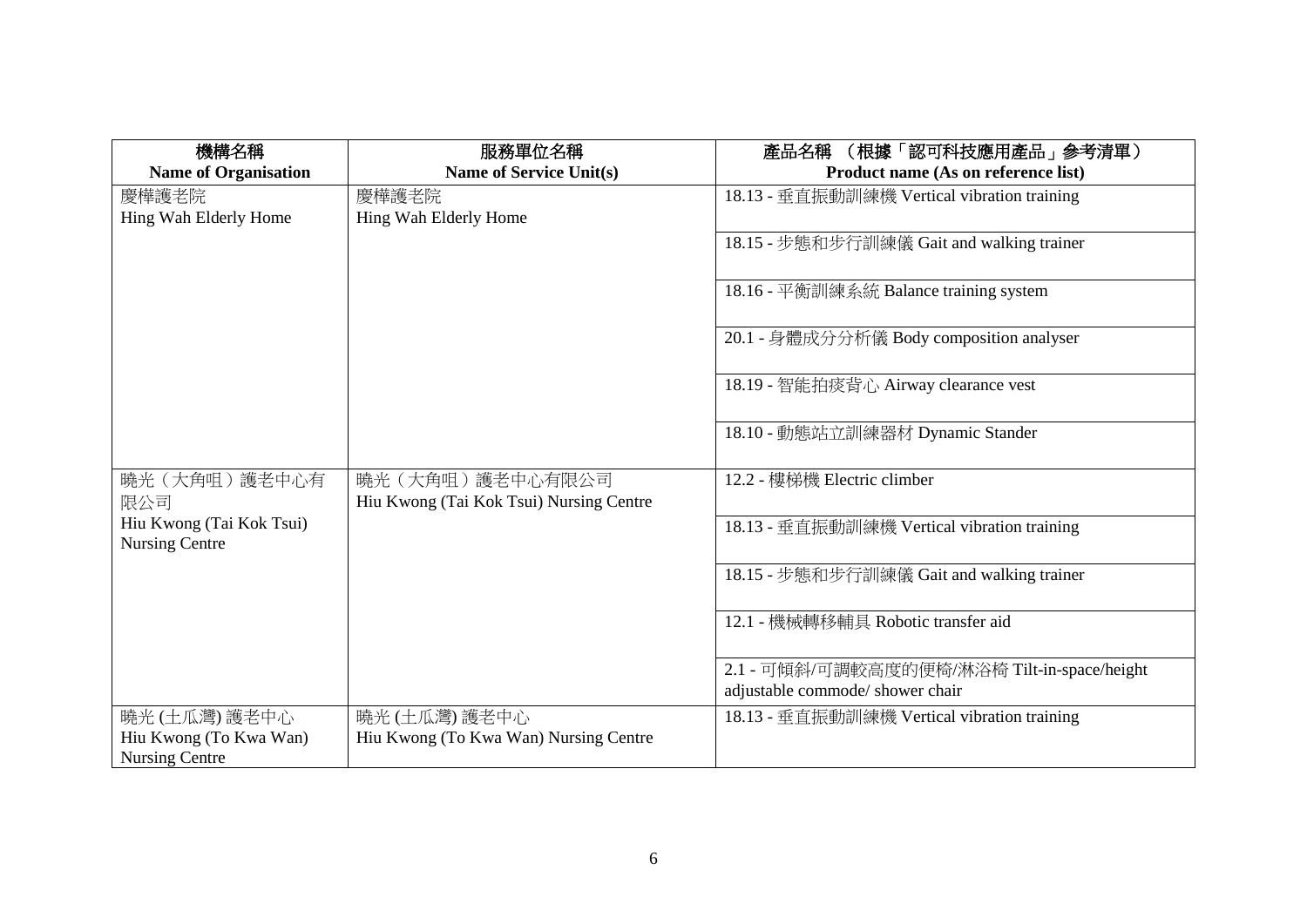| 機構名稱<br>**Name of Organisation** | 服務單位名稱<br>**Name of Service Unit(s)** | 產品名稱 （根據「認可科技應用產品」參考清單）<br>**Product name (As on reference list)** |
|---|---|---|
| 慶樺護老院<br>Hing Wah Elderly Home | 慶樺護老院<br>Hing Wah Elderly Home | 18.13 - 垂直振動訓練機 Vertical vibration training |
| | | 18.15 - 步態和步行訓練儀 Gait and walking trainer |
| | | 18.16 - 平衡訓練系統 Balance training system |
| | | 20.1 - 身體成分分析儀 Body composition analyser |
| | | 18.19 - 智能拍痰背心 Airway clearance vest |
| | | 18.10 - 動態站立訓練器材 Dynamic Stander |
| 曉光（大角咀）護老中心有限公司<br>Hiu Kwong (Tai Kok Tsui) Nursing Centre | 曉光（大角咀）護老中心有限公司<br>Hiu Kwong (Tai Kok Tsui) Nursing Centre | 12.2 - 樓梯機 Electric climber |
| | | 18.13 - 垂直振動訓練機 Vertical vibration training |
| | | 18.15 - 步態和步行訓練儀 Gait and walking trainer |
| | | 12.1 - 機械轉移輔具 Robotic transfer aid |
| | | 2.1 - 可傾斜/可調較高度的便椅/淋浴椅 Tilt-in-space/height adjustable commode/ shower chair |
| 曉光 (土瓜灣) 護老中心<br>Hiu Kwong (To Kwa Wan) Nursing Centre | 曉光 (土瓜灣) 護老中心<br>Hiu Kwong (To Kwa Wan) Nursing Centre | 18.13 - 垂直振動訓練機 Vertical vibration training |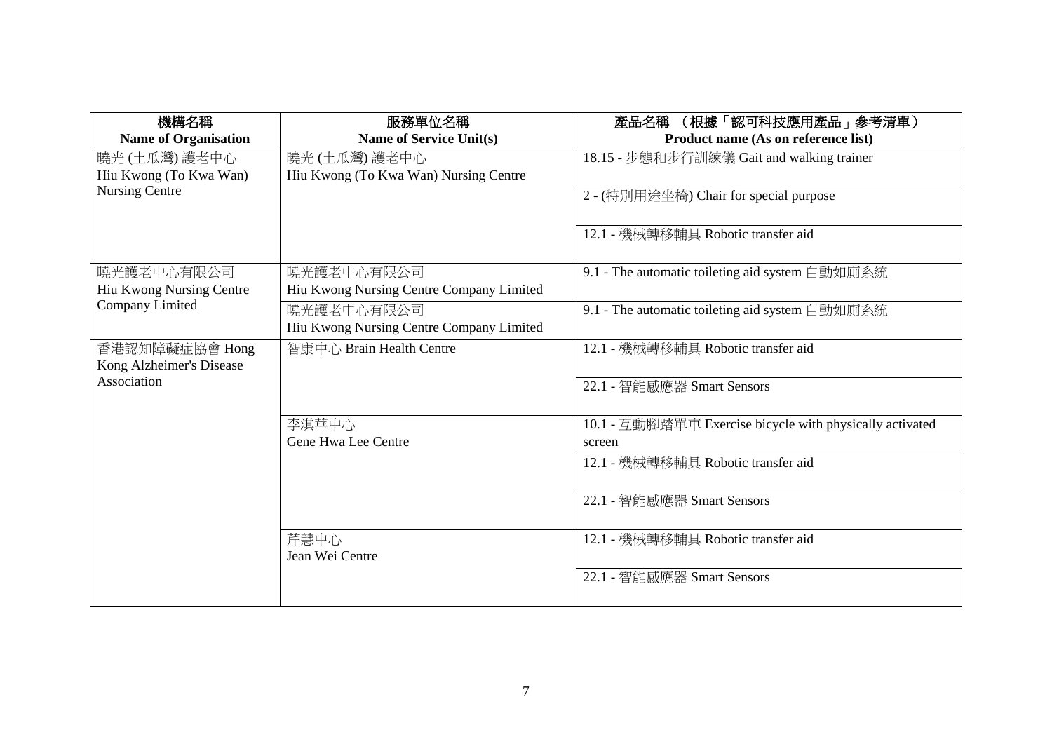| 機構名稱<br>Name of Organisation | 服務單位名稱<br>Name of Service Unit(s) | 產品名稱 （根據「認可科技應用產品」參考清單）<br>Product name (As on reference list) |
|---|---|---|
| 曉光 (土瓜灣) 護老中心<br>Hiu Kwong (To Kwa Wan) Nursing Centre | 曉光 (土瓜灣) 護老中心<br>Hiu Kwong (To Kwa Wan) Nursing Centre | 18.15 - 步態和步行訓練儀 Gait and walking trainer |
| | | 2 - (特別用途坐椅) Chair for special purpose |
| | | 12.1 - 機械轉移輔具 Robotic transfer aid |
| 曉光護老中心有限公司<br>Hiu Kwong Nursing Centre Company Limited | 曉光護老中心有限公司<br>Hiu Kwong Nursing Centre Company Limited | 9.1 - The automatic toileting aid system 自動如廁系統 |
| | 曉光護老中心有限公司<br>Hiu Kwong Nursing Centre Company Limited | 9.1 - The automatic toileting aid system 自動如廁系統 |
| 香港認知障礙症協會 Hong Kong Alzheimer's Disease Association | 智康中心 Brain Health Centre | 12.1 - 機械轉移輔具 Robotic transfer aid |
| | | 22.1 - 智能感應器 Smart Sensors |
| | 李淇華中心<br>Gene Hwa Lee Centre | 10.1 - 互動腳踏單車 Exercise bicycle with physically activated screen |
| | | 12.1 - 機械轉移輔具 Robotic transfer aid |
| | | 22.1 - 智能感應器 Smart Sensors |
| | 芹慧中心<br>Jean Wei Centre | 12.1 - 機械轉移輔具 Robotic transfer aid |
| | | 22.1 - 智能感應器 Smart Sensors |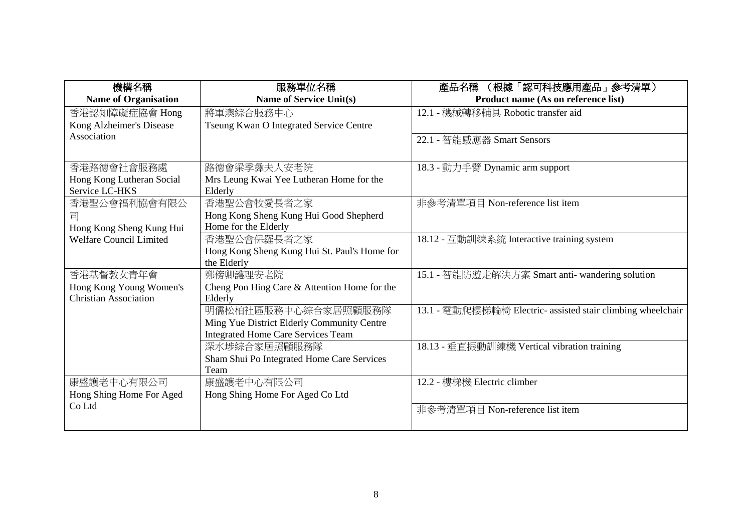| 機構名稱<br>Name of Organisation | 服務單位名稱<br>Name of Service Unit(s) | 產品名稱 （根據「認可科技應用產品」參考清單）<br>Product name (As on reference list) |
|---|---|---|
| 香港認知障礙症協會 Hong Kong Alzheimer's Disease Association | 將軍澳綜合服務中心<br>Tseung Kwan O Integrated Service Centre | 12.1 - 機械轉移輔具 Robotic transfer aid |
| | | 22.1 - 智能感應器 Smart Sensors |
| 香港路德會社會服務處<br>Hong Kong Lutheran Social Service LC-HKS | 路德會梁季彝夫人安老院<br>Mrs Leung Kwai Yee Lutheran Home for the Elderly | 18.3 - 動力手臂 Dynamic arm support |
| 香港聖公會福利協會有限公司<br>Hong Kong Sheng Kung Hui Welfare Council Limited | 香港聖公會牧愛長者之家<br>Hong Kong Sheng Kung Hui Good Shepherd Home for the Elderly | 非參考清單項目 Non-reference list item |
| | 香港聖公會保羅長者之家<br>Hong Kong Sheng Kung Hui St. Paul's Home for the Elderly | 18.12 - 互動訓練系統 Interactive training system |
| 香港基督教女青年會<br>Hong Kong Young Women's Christian Association | 鄭傍卿護理安老院<br>Cheng Pon Hing Care & Attention Home for the Elderly | 15.1 - 智能防遊走解決方案 Smart anti- wandering solution |
| | 明儒松柏社區服務中心綜合家居照顧服務隊<br>Ming Yue District Elderly Community Centre Integrated Home Care Services Team | 13.1 - 電動爬樓梯輪椅 Electric- assisted stair climbing wheelchair |
| | 深水埗綜合家居照顧服務隊<br>Sham Shui Po Integrated Home Care Services Team | 18.13 - 垂直振動訓練機 Vertical vibration training |
| 康盛護老中心有限公司<br>Hong Shing Home For Aged Co Ltd | 康盛護老中心有限公司<br>Hong Shing Home For Aged Co Ltd | 12.2 - 樓梯機 Electric climber |
| | | 非參考清單項目 Non-reference list item |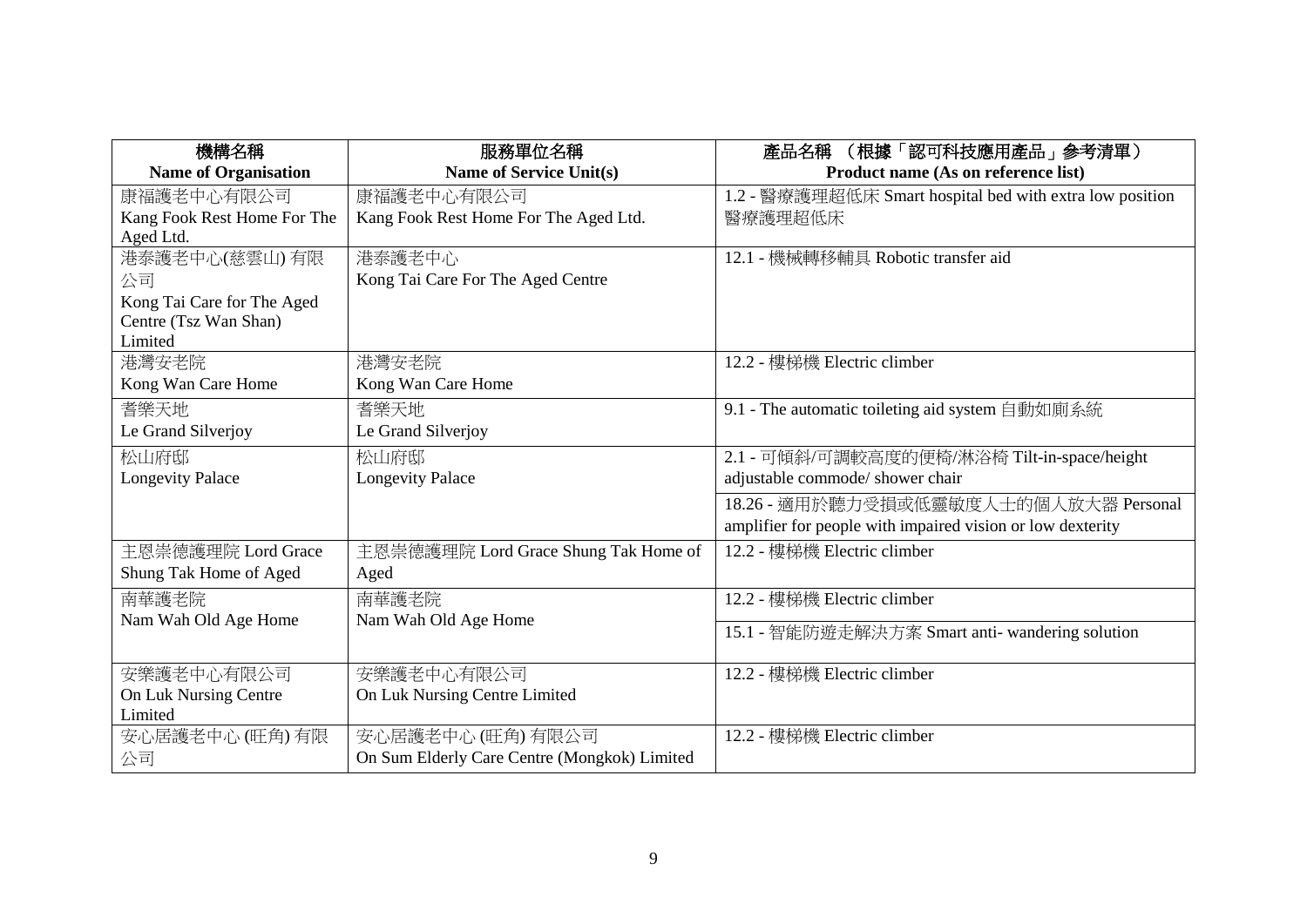| 機構名稱<br>**Name of Organisation** | 服務單位名稱<br>**Name of Service Unit(s)** | 產品名稱 （根據「認可科技應用產品」參考清單）<br>**Product name (As on reference list)** |
|---|---|---|
| 康福護老中心有限公司<br>Kang Fook Rest Home For The Aged Ltd. | 康福護老中心有限公司<br>Kang Fook Rest Home For The Aged Ltd. | 1.2 - 醫療護理超低床 Smart hospital bed with extra low position 醫療護理超低床 |
| 港泰護老中心(慈雲山) 有限公司<br>Kong Tai Care for The Aged Centre (Tsz Wan Shan) Limited | 港泰護老中心<br>Kong Tai Care For The Aged Centre | 12.1 - 機械轉移輔具 Robotic transfer aid |
| 港灣安老院<br>Kong Wan Care Home | 港灣安老院<br>Kong Wan Care Home | 12.2 - 樓梯機 Electric climber |
| 耆樂天地<br>Le Grand Silverjoy | 耆樂天地<br>Le Grand Silverjoy | 9.1 - The automatic toileting aid system 自動如廁系統 |
| 松山府邸<br>Longevity Palace | 松山府邸<br>Longevity Palace | 2.1 - 可傾斜/可調較高度的便椅/淋浴椅 Tilt-in-space/height adjustable commode/ shower chair |
| | | 18.26 - 適用於聽力受損或低靈敏度人士的個人放大器 Personal amplifier for people with impaired vision or low dexterity |
| 主恩崇德護理院 Lord Grace Shung Tak Home of Aged | 主恩崇德護理院 Lord Grace Shung Tak Home of Aged | 12.2 - 樓梯機 Electric climber |
| 南華護老院<br>Nam Wah Old Age Home | 南華護老院<br>Nam Wah Old Age Home | 12.2 - 樓梯機 Electric climber |
| | | 15.1 - 智能防遊走解決方案 Smart anti- wandering solution |
| 安樂護老中心有限公司<br>On Luk Nursing Centre Limited | 安樂護老中心有限公司<br>On Luk Nursing Centre Limited | 12.2 - 樓梯機 Electric climber |
| 安心居護老中心 (旺角) 有限公司 | 安心居護老中心 (旺角) 有限公司<br>On Sum Elderly Care Centre (Mongkok) Limited | 12.2 - 樓梯機 Electric climber |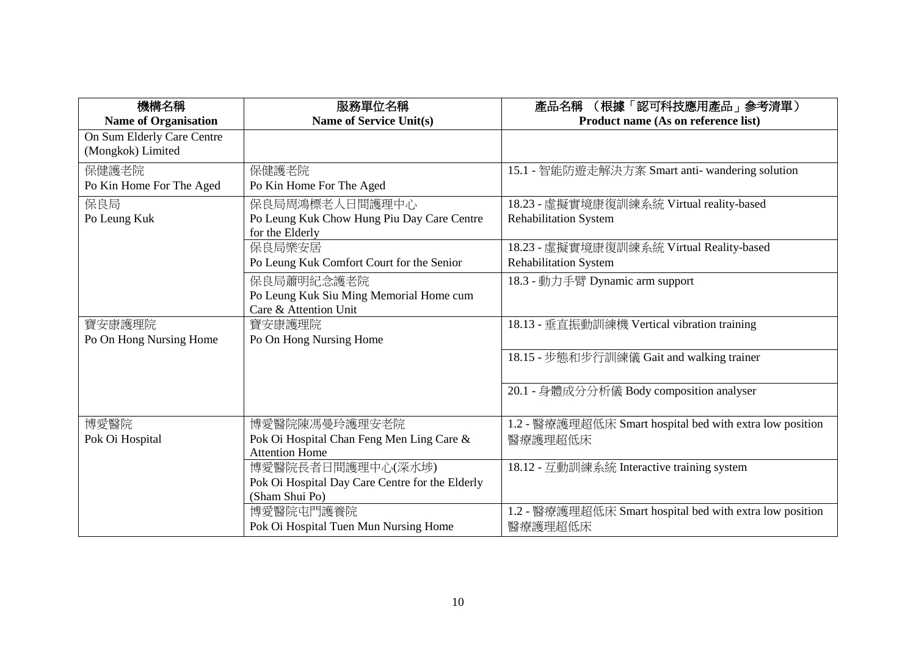| 機構名稱<br>Name of Organisation | 服務單位名稱<br>Name of Service Unit(s) | 產品名稱 （根據「認可科技應用產品」參考清單）<br>Product name (As on reference list) |
|---|---|---|
| On Sum Elderly Care Centre (Mongkok) Limited | | |
| 保健護老院<br>Po Kin Home For The Aged | 保健護老院<br>Po Kin Home For The Aged | 15.1 - 智能防遊走解決方案 Smart anti- wandering solution |
| 保良局<br>Po Leung Kuk | 保良局周鴻標老人日間護理中心<br>Po Leung Kuk Chow Hung Piu Day Care Centre for the Elderly | 18.23 - 虛擬實境康復訓練系統 Virtual reality-based Rehabilitation System |
| | 保良局樂安居<br>Po Leung Kuk Comfort Court for the Senior | 18.23 - 虛擬實境康復訓練系統 Virtual Reality-based Rehabilitation System |
| | 保良局蕭明紀念護老院<br>Po Leung Kuk Siu Ming Memorial Home cum Care & Attention Unit | 18.3 - 動力手臂 Dynamic arm support |
| 寶安康護理院<br>Po On Hong Nursing Home | 寶安康護理院<br>Po On Hong Nursing Home | 18.13 - 垂直振動訓練機 Vertical vibration training |
| | | 18.15 - 步態和步行訓練儀 Gait and walking trainer |
| | | 20.1 - 身體成分分析儀 Body composition analyser |
| 博愛醫院<br>Pok Oi Hospital | 博愛醫院陳馮曼玲護理安老院<br>Pok Oi Hospital Chan Feng Men Ling Care & Attention Home | 1.2 - 醫療護理超低床 Smart hospital bed with extra low position 醫療護理超低床 |
| | 博愛醫院長者日間護理中心(深水埗)<br>Pok Oi Hospital Day Care Centre for the Elderly (Sham Shui Po) | 18.12 - 互動訓練系統 Interactive training system |
| | 博愛醫院屯門護養院<br>Pok Oi Hospital Tuen Mun Nursing Home | 1.2 - 醫療護理超低床 Smart hospital bed with extra low position 醫療護理超低床 |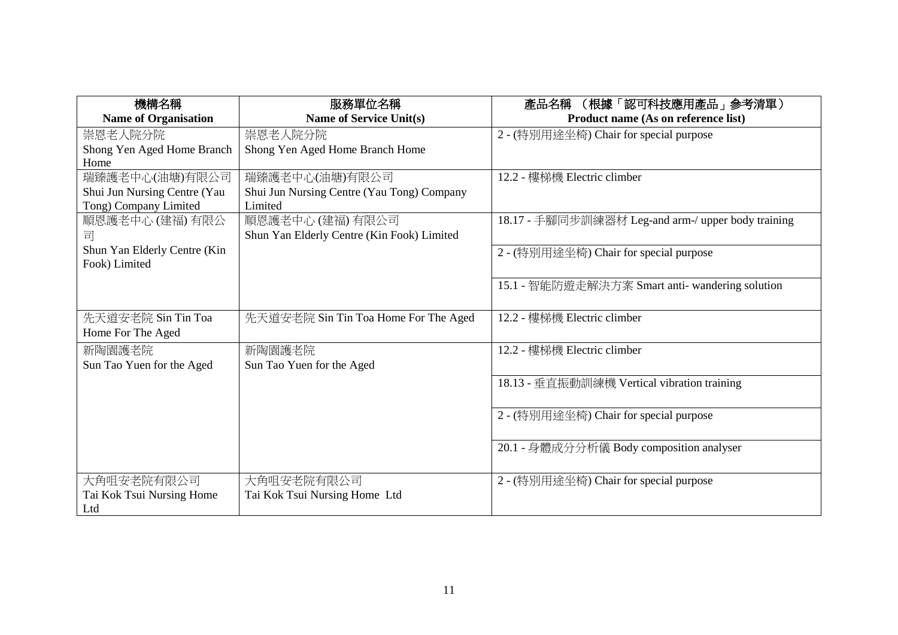| 機構名稱<br>**Name of Organisation** | 服務單位名稱<br>**Name of Service Unit(s)** | 產品名稱 （根據「認可科技應用產品」參考清單）<br>**Product name (As on reference list)** |
|---|---|---|
| 崇恩老人院分院<br>Shong Yen Aged Home Branch Home | 崇恩老人院分院<br>Shong Yen Aged Home Branch Home | 2 - (特別用途坐椅) Chair for special purpose |
| 瑞臻護老中心(油塘)有限公司<br>Shui Jun Nursing Centre (Yau Tong) Company Limited | 瑞臻護老中心(油塘)有限公司<br>Shui Jun Nursing Centre (Yau Tong) Company Limited | 12.2 - 樓梯機 Electric climber |
| 順恩護老中心 (建福) 有限公司<br>Shun Yan Elderly Centre (Kin Fook) Limited | 順恩護老中心 (建福) 有限公司<br>Shun Yan Elderly Centre (Kin Fook) Limited | 18.17 - 手腳同步訓練器材 Leg-and arm-/ upper body training |
| | | 2 - (特別用途坐椅) Chair for special purpose |
| | | 15.1 - 智能防遊走解決方案 Smart anti- wandering solution |
| 先天道安老院 Sin Tin Toa Home For The Aged | 先天道安老院 Sin Tin Toa Home For The Aged | 12.2 - 樓梯機 Electric climber |
| 新陶園護老院<br>Sun Tao Yuen for the Aged | 新陶園護老院<br>Sun Tao Yuen for the Aged | 12.2 - 樓梯機 Electric climber |
| | | 18.13 - 垂直振動訓練機 Vertical vibration training |
| | | 2 - (特別用途坐椅) Chair for special purpose |
| | | 20.1 - 身體成分分析儀 Body composition analyser |
| 大角咀安老院有限公司<br>Tai Kok Tsui Nursing Home Ltd | 大角咀安老院有限公司<br>Tai Kok Tsui Nursing Home Ltd | 2 - (特別用途坐椅) Chair for special purpose |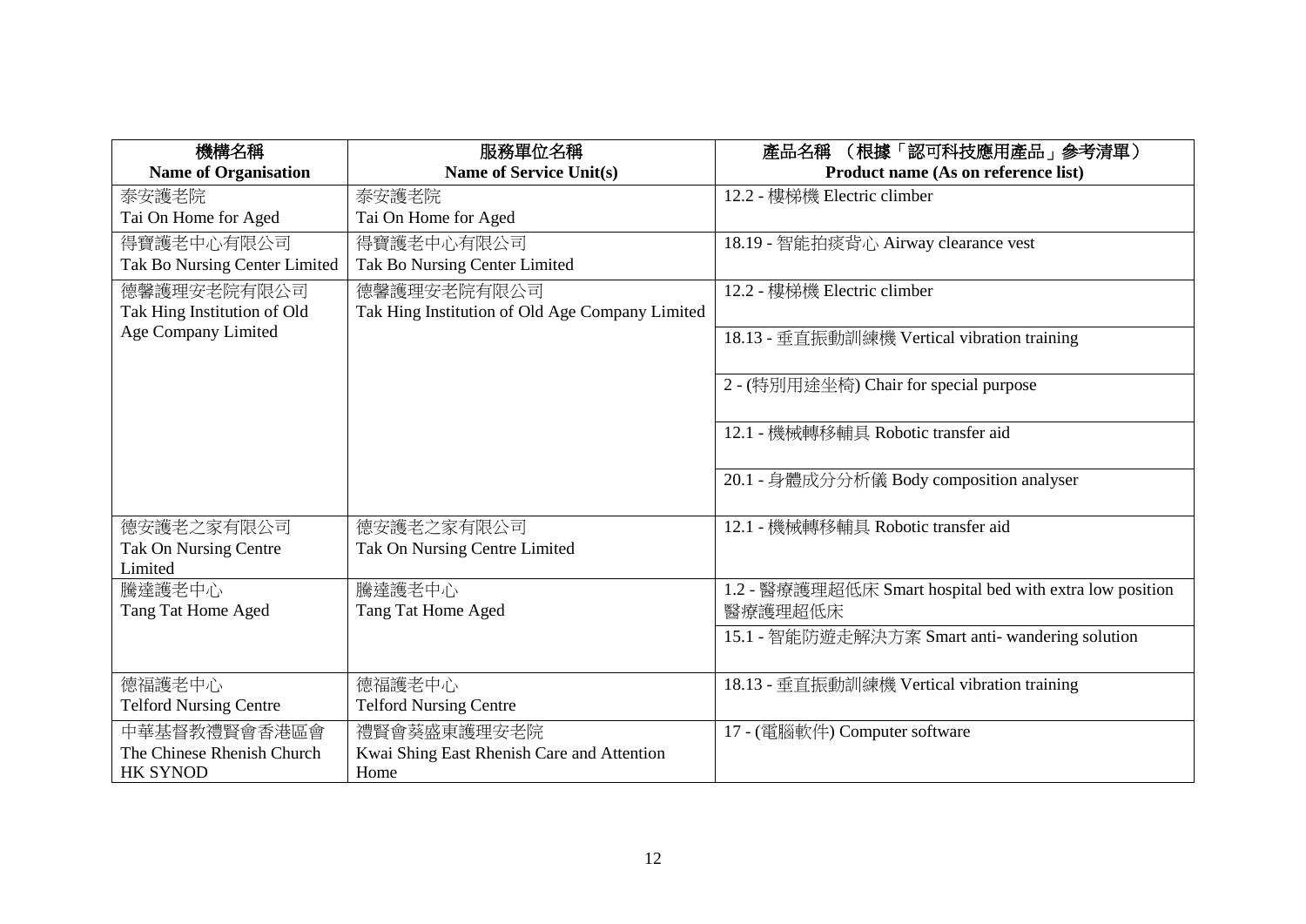| 機構名稱<br>Name of Organisation | 服務單位名稱<br>Name of Service Unit(s) | 產品名稱 （根據「認可科技應用產品」參考清單）<br>Product name (As on reference list) |
|---|---|---|
| 泰安護老院<br>Tai On Home for Aged | 泰安護老院<br>Tai On Home for Aged | 12.2 - 樓梯機 Electric climber |
| 得寶護老中心有限公司<br>Tak Bo Nursing Center Limited | 得寶護老中心有限公司<br>Tak Bo Nursing Center Limited | 18.19 - 智能拍痰背心 Airway clearance vest |
| 德馨護理安老院有限公司<br>Tak Hing Institution of Old Age Company Limited | 德馨護理安老院有限公司<br>Tak Hing Institution of Old Age Company Limited | 12.2 - 樓梯機 Electric climber |
| | | 18.13 - 垂直振動訓練機 Vertical vibration training |
| | | 2 - (特別用途坐椅) Chair for special purpose |
| | | 12.1 - 機械轉移輔具 Robotic transfer aid |
| | | 20.1 - 身體成分分析儀 Body composition analyser |
| 德安護老之家有限公司<br>Tak On Nursing Centre Limited | 德安護老之家有限公司<br>Tak On Nursing Centre Limited | 12.1 - 機械轉移輔具 Robotic transfer aid |
| 騰達護老中心<br>Tang Tat Home Aged | 騰達護老中心<br>Tang Tat Home Aged | 1.2 - 醫療護理超低床 Smart hospital bed with extra low position 醫療護理超低床 |
| | | 15.1 - 智能防遊走解決方案 Smart anti- wandering solution |
| 德福護老中心<br>Telford Nursing Centre | 德福護老中心<br>Telford Nursing Centre | 18.13 - 垂直振動訓練機 Vertical vibration training |
| 中華基督教禮賢會香港區會<br>The Chinese Rhenish Church HK SYNOD | 禮賢會葵盛東護理安老院<br>Kwai Shing East Rhenish Care and Attention Home | 17 - (電腦軟件) Computer software |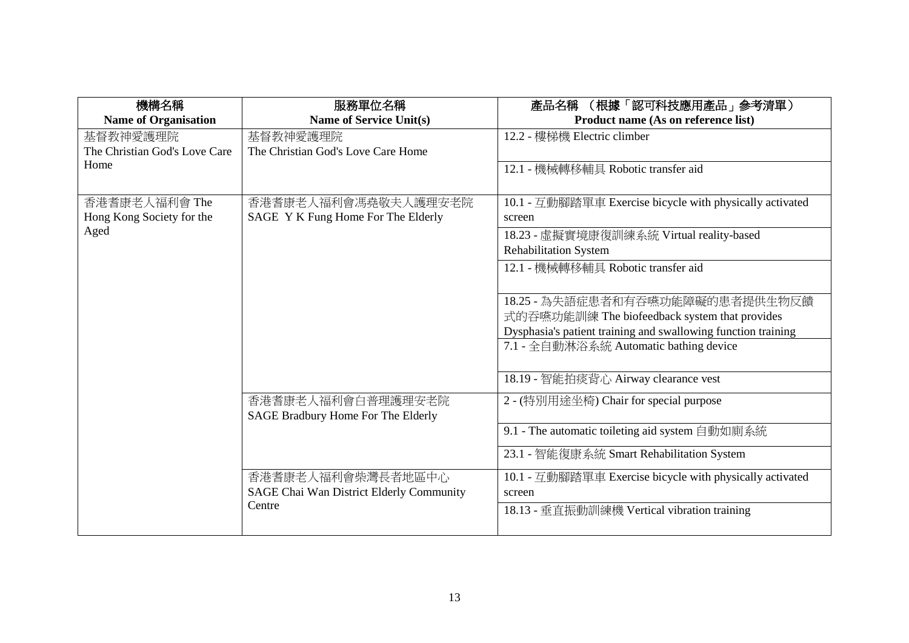| 機構名稱<br>**Name of Organisation** | 服務單位名稱<br>**Name of Service Unit(s)** | 產品名稱 （根據「認可科技應用產品」參考清單）<br>**Product name (As on reference list)** |
|---|---|---|
| 基督教神愛護理院<br>The Christian God's Love Care Home | 基督教神愛護理院<br>The Christian God's Love Care Home | 12.2 - 樓梯機 Electric climber |
| | | 12.1 - 機械轉移輔具 Robotic transfer aid |
| 香港耆康老人福利會 The Hong Kong Society for the Aged | 香港耆康老人福利會馮堯敬夫人護理安老院<br>SAGE Y K Fung Home For The Elderly | 10.1 - 互動腳踏單車 Exercise bicycle with physically activated screen |
| | | 18.23 - 虛擬實境康復訓練系統 Virtual reality-based Rehabilitation System |
| | | 12.1 - 機械轉移輔具 Robotic transfer aid |
| | | 18.25 - 為失語症患者和有吞嚥功能障礙的患者提供生物反饋式的吞嚥功能訓練 The biofeedback system that provides Dysphasia's patient training and swallowing function training |
| | | 7.1 - 全自動淋浴系統 Automatic bathing device |
| | | 18.19 - 智能拍痰背心 Airway clearance vest |
| | 香港耆康老人福利會白普理護理安老院<br>SAGE Bradbury Home For The Elderly | 2 - (特別用途坐椅) Chair for special purpose |
| | | 9.1 - The automatic toileting aid system 自動如廁系統 |
| | | 23.1 - 智能復康系統 Smart Rehabilitation System |
| | 香港耆康老人福利會柴灣長者地區中心<br>SAGE Chai Wan District Elderly Community Centre | 10.1 - 互動腳踏單車 Exercise bicycle with physically activated screen |
| | | 18.13 - 垂直振動訓練機 Vertical vibration training |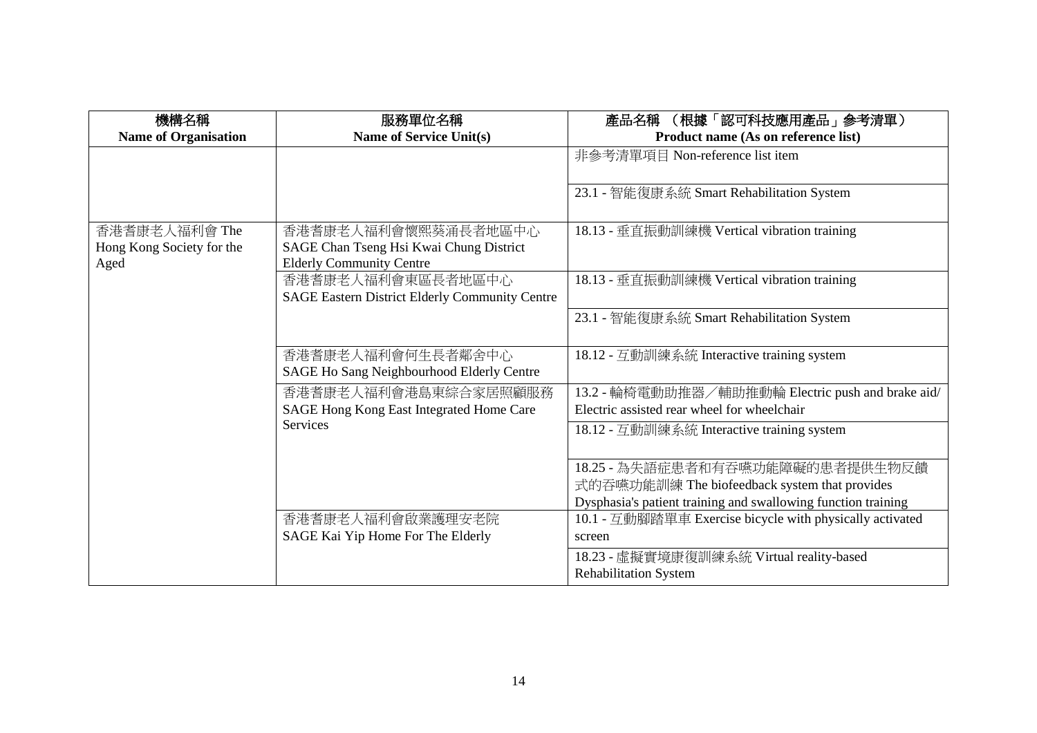| 機構名稱<br>Name of Organisation | 服務單位名稱<br>Name of Service Unit(s) | 產品名稱 （根據「認可科技應用產品」參考清單）<br>Product name (As on reference list) |
|---|---|---|
| | | 非參考清單項目 Non-reference list item |
| | | 23.1 - 智能復康系統 Smart Rehabilitation System |
| 香港耆康老人福利會 The Hong Kong Society for the Aged | 香港耆康老人福利會懷熙葵涌長者地區中心<br>SAGE Chan Tseng Hsi Kwai Chung District Elderly Community Centre | 18.13 - 垂直振動訓練機 Vertical vibration training |
| | 香港耆康老人福利會東區長者地區中心<br>SAGE Eastern District Elderly Community Centre | 18.13 - 垂直振動訓練機 Vertical vibration training |
| | | 23.1 - 智能復康系統 Smart Rehabilitation System |
| | 香港耆康老人福利會何生長者鄰舍中心<br>SAGE Ho Sang Neighbourhood Elderly Centre | 18.12 - 互動訓練系統 Interactive training system |
| | 香港耆康老人福利會港島東綜合家居照顧服務<br>SAGE Hong Kong East Integrated Home Care Services | 13.2 - 輪椅電動助推器／輔助推動輪 Electric push and brake aid/ Electric assisted rear wheel for wheelchair |
| | | 18.12 - 互動訓練系統 Interactive training system |
| | | 18.25 - 為失語症患者和有吞嚥功能障礙的患者提供生物反饋式的吞嚥功能訓練 The biofeedback system that provides Dysphasia's patient training and swallowing function training |
| | 香港耆康老人福利會啟業護理安老院<br>SAGE Kai Yip Home For The Elderly | 10.1 - 互動腳踏單車 Exercise bicycle with physically activated screen |
| | | 18.23 - 虛擬實境康復訓練系統 Virtual reality-based Rehabilitation System |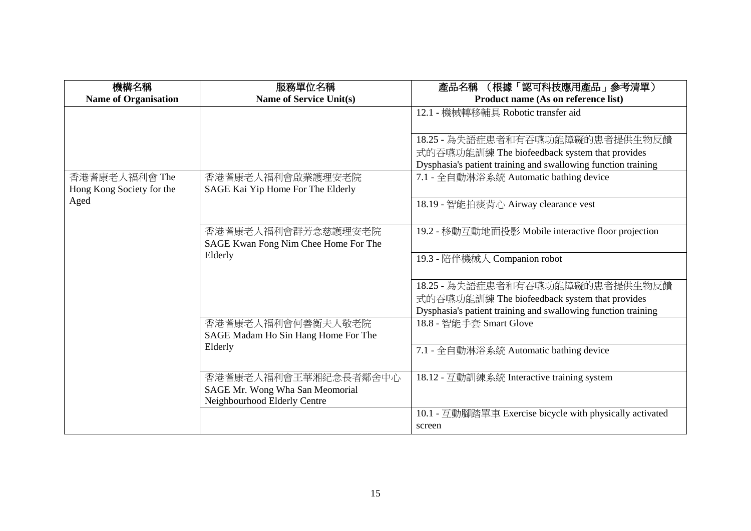| 機構名稱<br>Name of Organisation | 服務單位名稱<br>Name of Service Unit(s) | 產品名稱 （根據「認可科技應用產品」參考清單）<br>Product name (As on reference list) |
|---|---|---|
| | | 12.1 - 機械轉移輔具 Robotic transfer aid |
| | | 18.25 - 為失語症患者和有吞嚥功能障礙的患者提供生物反饋式的吞嚥功能訓練 The biofeedback system that provides Dysphasia's patient training and swallowing function training |
| 香港耆康老人福利會 The Hong Kong Society for the Aged | 香港耆康老人福利會啟業護理安老院<br>SAGE Kai Yip Home For The Elderly | 7.1 - 全自動淋浴系統 Automatic bathing device |
| | | 18.19 - 智能拍痰背心 Airway clearance vest |
| | 香港耆康老人福利會群芳念慈護理安老院<br>SAGE Kwan Fong Nim Chee Home For The Elderly | 19.2 - 移動互動地面投影 Mobile interactive floor projection |
| | | 19.3 - 陪伴機械人 Companion robot |
| | | 18.25 - 為失語症患者和有吞嚥功能障礙的患者提供生物反饋式的吞嚥功能訓練 The biofeedback system that provides Dysphasia's patient training and swallowing function training |
| | 香港耆康老人福利會何善衡夫人敬老院<br>SAGE Madam Ho Sin Hang Home For The Elderly | 18.8 - 智能手套 Smart Glove |
| | | 7.1 - 全自動淋浴系統 Automatic bathing device |
| | 香港耆康老人福利會王華湘紀念長者鄰舍中心<br>SAGE Mr. Wong Wha San Meomorial Neighbourhood Elderly Centre | 18.12 - 互動訓練系統 Interactive training system |
| | | 10.1 - 互動腳踏單車 Exercise bicycle with physically activated screen |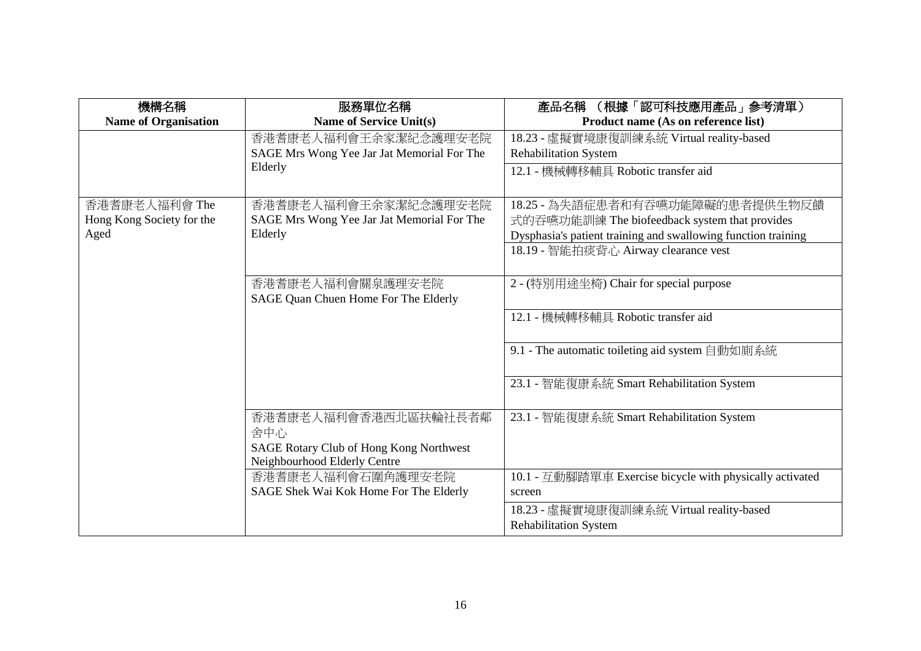| 機構名稱<br>Name of Organisation | 服務單位名稱<br>Name of Service Unit(s) | 產品名稱 （根據「認可科技應用產品」參考清單）<br>Product name (As on reference list) |
|---|---|---|
| | 香港耆康老人福利會王余家潔紀念護理安老院<br>SAGE Mrs Wong Yee Jar Jat Memorial For The Elderly | 18.23 - 虛擬實境康復訓練系統 Virtual reality-based Rehabilitation System |
| | | 12.1 - 機械轉移輔具 Robotic transfer aid |
| 香港耆康老人福利會 The Hong Kong Society for the Aged | 香港耆康老人福利會王余家潔紀念護理安老院<br>SAGE Mrs Wong Yee Jar Jat Memorial For The Elderly | 18.25 - 為失語症患者和有吞嚥功能障礙的患者提供生物反饋式的吞嚥功能訓練 The biofeedback system that provides Dysphasia's patient training and swallowing function training |
| | | 18.19 - 智能拍痰背心 Airway clearance vest |
| | 香港耆康老人福利會關泉護理安老院<br>SAGE Quan Chuen Home For The Elderly | 2 - (特別用途坐椅) Chair for special purpose |
| | | 12.1 - 機械轉移輔具 Robotic transfer aid |
| | | 9.1 - The automatic toileting aid system 自動如廁系統 |
| | | 23.1 - 智能復康系統 Smart Rehabilitation System |
| | 香港耆康老人福利會香港西北區扶輪社長者鄰舍中心<br>SAGE Rotary Club of Hong Kong Northwest Neighbourhood Elderly Centre | 23.1 - 智能復康系統 Smart Rehabilitation System |
| | 香港耆康老人福利會石圍角護理安老院<br>SAGE Shek Wai Kok Home For The Elderly | 10.1 - 互動腳踏單車 Exercise bicycle with physically activated screen |
| | | 18.23 - 虛擬實境康復訓練系統 Virtual reality-based Rehabilitation System |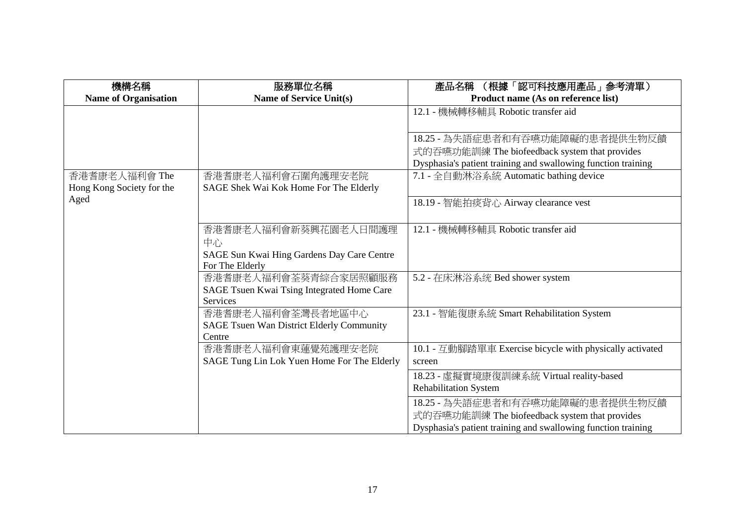| 機構名稱<br>Name of Organisation | 服務單位名稱<br>Name of Service Unit(s) | 產品名稱 （根據「認可科技應用產品」參考清單）<br>Product name (As on reference list) |
|---|---|---|
| | | 12.1 - 機械轉移輔具 Robotic transfer aid |
| | | 18.25 - 為失語症患者和有吞嚥功能障礙的患者提供生物反饋式的吞嚥功能訓練 The biofeedback system that provides Dysphasia's patient training and swallowing function training |
| 香港耆康老人福利會 The Hong Kong Society for the Aged | 香港耆康老人福利會石圍角護理安老院<br>SAGE Shek Wai Kok Home For The Elderly | 7.1 - 全自動淋浴系統 Automatic bathing device |
| | | 18.19 - 智能拍痰背心 Airway clearance vest |
| | 香港耆康老人福利會新葵興花園老人日間護理中心<br>SAGE Sun Kwai Hing Gardens Day Care Centre For The Elderly | 12.1 - 機械轉移輔具 Robotic transfer aid |
| | 香港耆康老人福利會荃葵青綜合家居照顧服務<br>SAGE Tsuen Kwai Tsing Integrated Home Care Services | 5.2 - 在床淋浴系統 Bed shower system |
| | 香港耆康老人福利會荃灣長者地區中心<br>SAGE Tsuen Wan District Elderly Community Centre | 23.1 - 智能復康系統 Smart Rehabilitation System |
| | 香港耆康老人福利會東蓮覺苑護理安老院<br>SAGE Tung Lin Lok Yuen Home For The Elderly | 10.1 - 互動腳踏單車 Exercise bicycle with physically activated screen |
| | | 18.23 - 虛擬實境康復訓練系統 Virtual reality-based Rehabilitation System |
| | | 18.25 - 為失語症患者和有吞嚥功能障礙的患者提供生物反饋式的吞嚥功能訓練 The biofeedback system that provides Dysphasia's patient training and swallowing function training |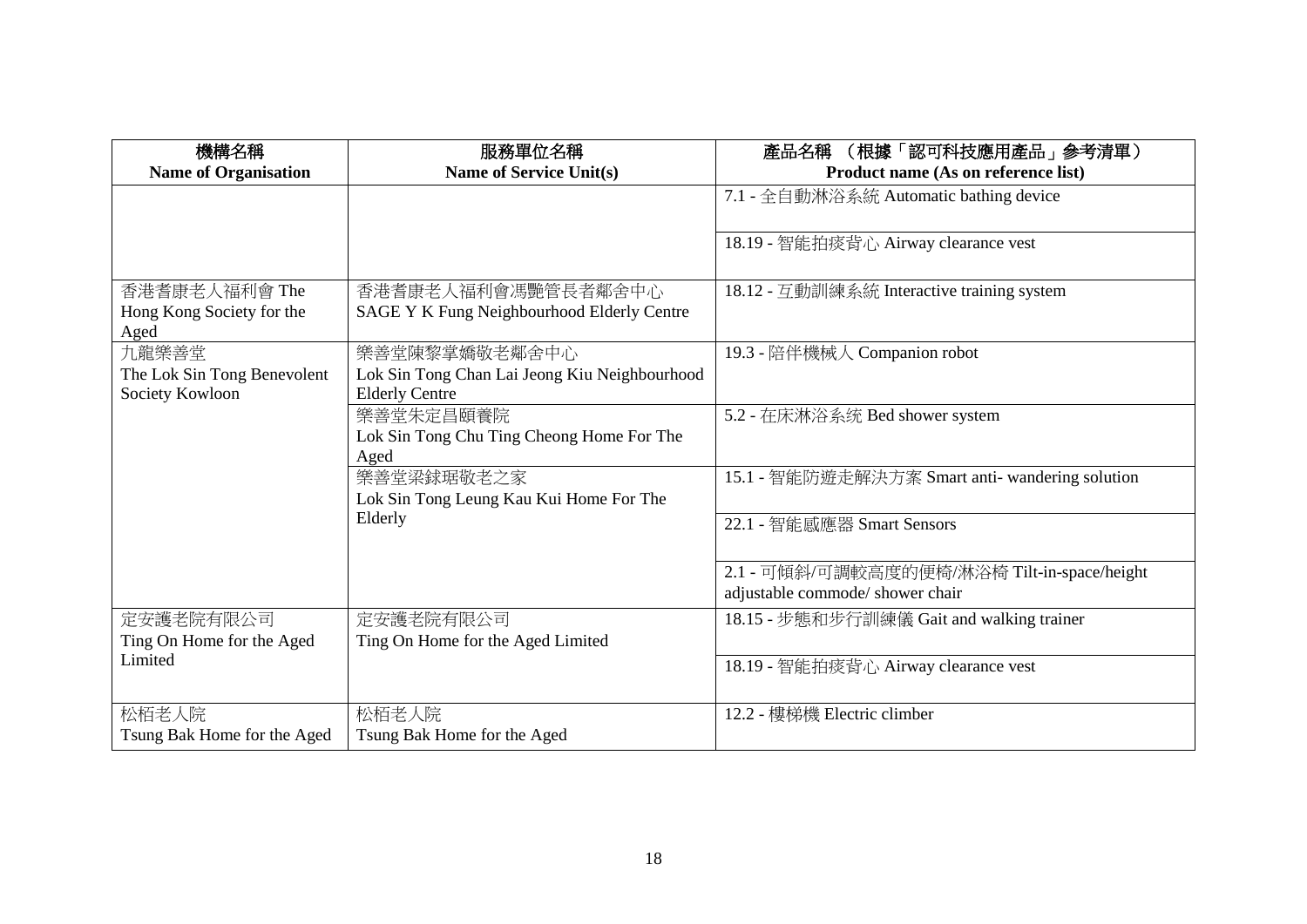| 機構名稱<br>**Name of Organisation** | 服務單位名稱<br>**Name of Service Unit(s)** | 產品名稱 （根據「認可科技應用產品」參考清單）<br>**Product name (As on reference list)** |
|---|---|---|
| | | 7.1 - 全自動淋浴系統 Automatic bathing device |
| | | 18.19 - 智能拍痰背心 Airway clearance vest |
| 香港耆康老人福利會 The Hong Kong Society for the Aged | 香港耆康老人福利會馮艷管長者鄰舍中心<br>SAGE Y K Fung Neighbourhood Elderly Centre | 18.12 - 互動訓練系統 Interactive training system |
| 九龍樂善堂<br>The Lok Sin Tong Benevolent Society Kowloon | 樂善堂陳黎掌嬌敬老鄰舍中心<br>Lok Sin Tong Chan Lai Jeong Kiu Neighbourhood Elderly Centre | 19.3 - 陪伴機械人 Companion robot |
| | 樂善堂朱定昌頤養院<br>Lok Sin Tong Chu Ting Cheong Home For The Aged | 5.2 - 在床淋浴系统 Bed shower system |
| | 樂善堂梁銶琚敬老之家<br>Lok Sin Tong Leung Kau Kui Home For The Elderly | 15.1 - 智能防遊走解決方案 Smart anti- wandering solution |
| | | 22.1 - 智能感應器 Smart Sensors |
| | | 2.1 - 可傾斜/可調較高度的便椅/淋浴椅 Tilt-in-space/height adjustable commode/ shower chair |
| 定安護老院有限公司<br>Ting On Home for the Aged Limited | 定安護老院有限公司<br>Ting On Home for the Aged Limited | 18.15 - 步態和步行訓練儀 Gait and walking trainer |
| | | 18.19 - 智能拍痰背心 Airway clearance vest |
| 松栢老人院<br>Tsung Bak Home for the Aged | 松栢老人院<br>Tsung Bak Home for the Aged | 12.2 - 樓梯機 Electric climber |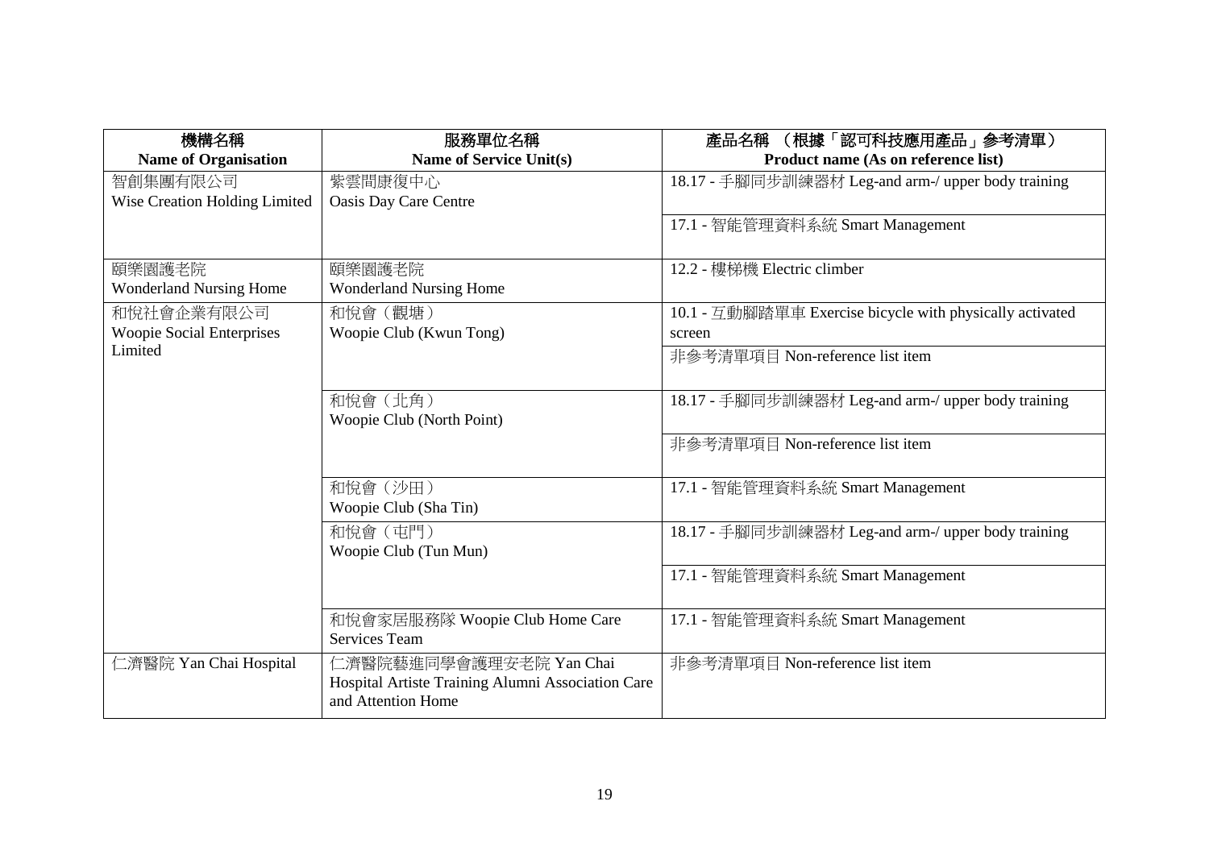| 機構名稱<br>Name of Organisation | 服務單位名稱<br>Name of Service Unit(s) | 產品名稱 （根據「認可科技應用產品」參考清單）<br>Product name (As on reference list) |
|---|---|---|
| 智創集團有限公司<br>Wise Creation Holding Limited | 紫雲間康復中心<br>Oasis Day Care Centre | 18.17 - 手腳同步訓練器材 Leg-and arm-/ upper body training |
| | | 17.1 - 智能管理資料系統 Smart Management |
| 頤樂園護老院<br>Wonderland Nursing Home | 頤樂園護老院<br>Wonderland Nursing Home | 12.2 - 樓梯機 Electric climber |
| 和悅社會企業有限公司<br>Woopie Social Enterprises Limited | 和悅會（觀塘）<br>Woopie Club (Kwun Tong) | 10.1 - 互動腳踏單車 Exercise bicycle with physically activated screen |
| | | 非參考清單項目 Non-reference list item |
| | 和悅會（北角）<br>Woopie Club (North Point) | 18.17 - 手腳同步訓練器材 Leg-and arm-/ upper body training |
| | | 非參考清單項目 Non-reference list item |
| | 和悅會（沙田）<br>Woopie Club (Sha Tin) | 17.1 - 智能管理資料系統 Smart Management |
| | 和悅會（屯門）<br>Woopie Club (Tun Mun) | 18.17 - 手腳同步訓練器材 Leg-and arm-/ upper body training |
| | | 17.1 - 智能管理資料系統 Smart Management |
| | 和悅會家居服務隊 Woopie Club Home Care Services Team | 17.1 - 智能管理資料系統 Smart Management |
| 仁濟醫院 Yan Chai Hospital | 仁濟醫院藝進同學會護理安老院 Yan Chai Hospital Artiste Training Alumni Association Care and Attention Home | 非參考清單項目 Non-reference list item |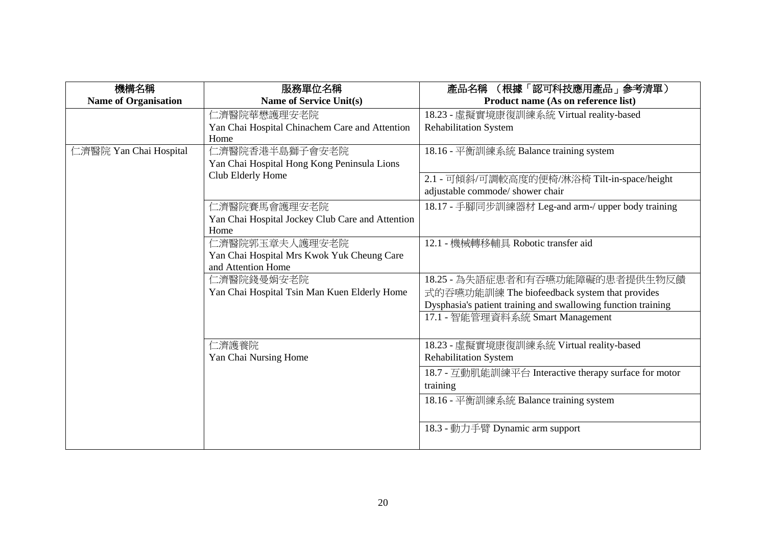| 機構名稱<br>Name of Organisation | 服務單位名稱<br>Name of Service Unit(s) | 產品名稱 （根據「認可科技應用產品」參考清單）<br>Product name (As on reference list) |
|---|---|---|
| | 仁濟醫院華懋護理安老院<br>Yan Chai Hospital Chinachem Care and Attention Home | 18.23 - 虛擬實境康復訓練系統 Virtual reality-based Rehabilitation System |
| 仁濟醫院 Yan Chai Hospital | 仁濟醫院香港半島獅子會安老院<br>Yan Chai Hospital Hong Kong Peninsula Lions Club Elderly Home | 18.16 - 平衡訓練系統 Balance training system |
| | | 2.1 - 可傾斜/可調較高度的便椅/淋浴椅 Tilt-in-space/height adjustable commode/ shower chair |
| | 仁濟醫院賽馬會護理安老院<br>Yan Chai Hospital Jockey Club Care and Attention Home | 18.17 - 手腳同步訓練器材 Leg-and arm-/ upper body training |
| | 仁濟醫院郭玉章夫人護理安老院<br>Yan Chai Hospital Mrs Kwok Yuk Cheung Care and Attention Home | 12.1 - 機械轉移輔具 Robotic transfer aid |
| | 仁濟醫院錢曼娟安老院<br>Yan Chai Hospital Tsin Man Kuen Elderly Home | 18.25 - 為失語症患者和有吞嚥功能障礙的患者提供生物反饋式的吞嚥功能訓練 The biofeedback system that provides Dysphasia's patient training and swallowing function training |
| | | 17.1 - 智能管理資料系統 Smart Management |
| | 仁濟護養院<br>Yan Chai Nursing Home | 18.23 - 虛擬實境康復訓練系統 Virtual reality-based Rehabilitation System |
| | | 18.7 - 互動肌能訓練平台 Interactive therapy surface for motor training |
| | | 18.16 - 平衡訓練系統 Balance training system |
| | | 18.3 - 動力手臂 Dynamic arm support |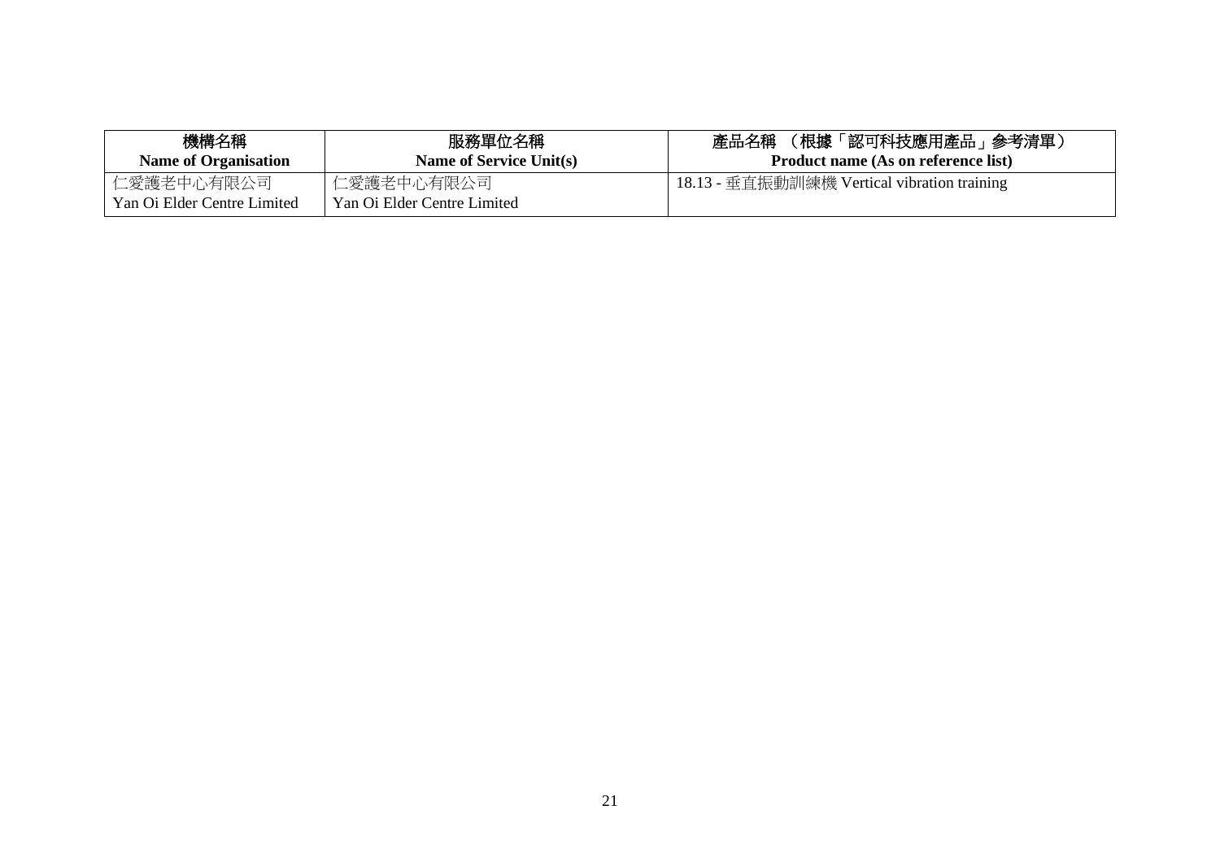| 機構名稱<br>**Name of Organisation** | 服務單位名稱<br>**Name of Service Unit(s)** | 產品名稱 （根據「認可科技應用產品」參考清單）<br>**Product name (As on reference list)** |
|---|---|---|
| 仁愛護老中心有限公司<br>Yan Oi Elder Centre Limited | 仁愛護老中心有限公司<br>Yan Oi Elder Centre Limited | 18.13 - 垂直振動訓練機 Vertical vibration training |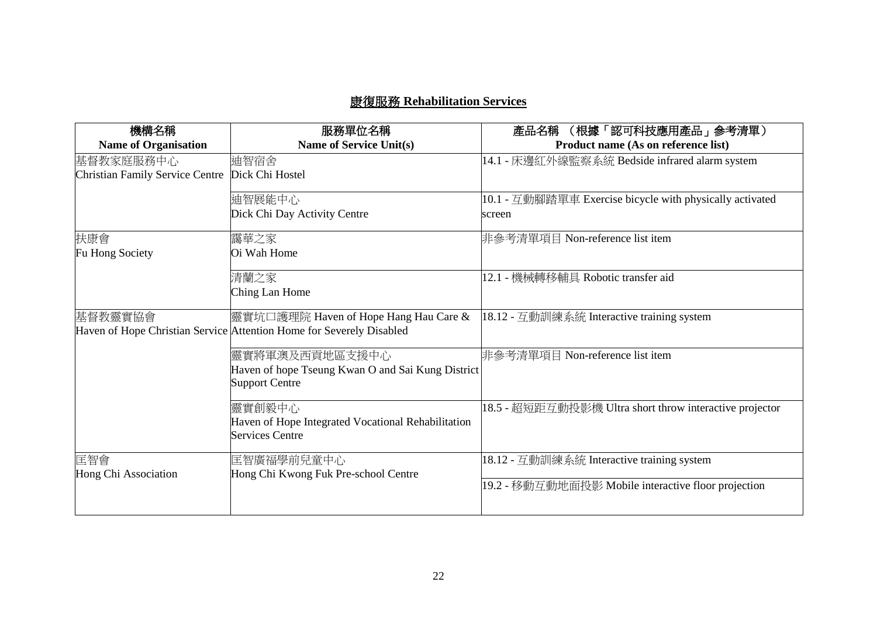## 康復服務 Rehabilitation Services

| 機構名稱<br>Name of Organisation | 服務單位名稱<br>Name of Service Unit(s) | 產品名稱 （根據「認可科技應用產品」參考清單）<br>Product name (As on reference list) |
|---|---|---|
| 基督教家庭服務中心<br>Christian Family Service Centre | 迪智宿舍<br>Dick Chi Hostel | 14.1 - 床邊紅外線監察系統 Bedside infrared alarm system |
| | 迪智展能中心<br>Dick Chi Day Activity Centre | 10.1 - 互動腳踏單車 Exercise bicycle with physically activated screen |
| 扶康會<br>Fu Hong Society | 靄華之家<br>Oi Wah Home | 非參考清單項目 Non-reference list item |
| | 清蘭之家<br>Ching Lan Home | 12.1 - 機械轉移輔具 Robotic transfer aid |
| 基督教靈實協會<br>Haven of Hope Christian Service | 靈實坑口護理院 Haven of Hope Hang Hau Care & Attention Home for Severely Disabled | 18.12 - 互動訓練系統 Interactive training system |
| | 靈實將軍澳及西貢地區支援中心<br>Haven of hope Tseung Kwan O and Sai Kung District Support Centre | 非參考清單項目 Non-reference list item |
| | 靈實創毅中心<br>Haven of Hope Integrated Vocational Rehabilitation Services Centre | 18.5 - 超短距互動投影機 Ultra short throw interactive projector |
| 匡智會<br>Hong Chi Association | 匡智廣福學前兒童中心<br>Hong Chi Kwong Fuk Pre-school Centre | 18.12 - 互動訓練系統 Interactive training system |
| | | 19.2 - 移動互動地面投影 Mobile interactive floor projection |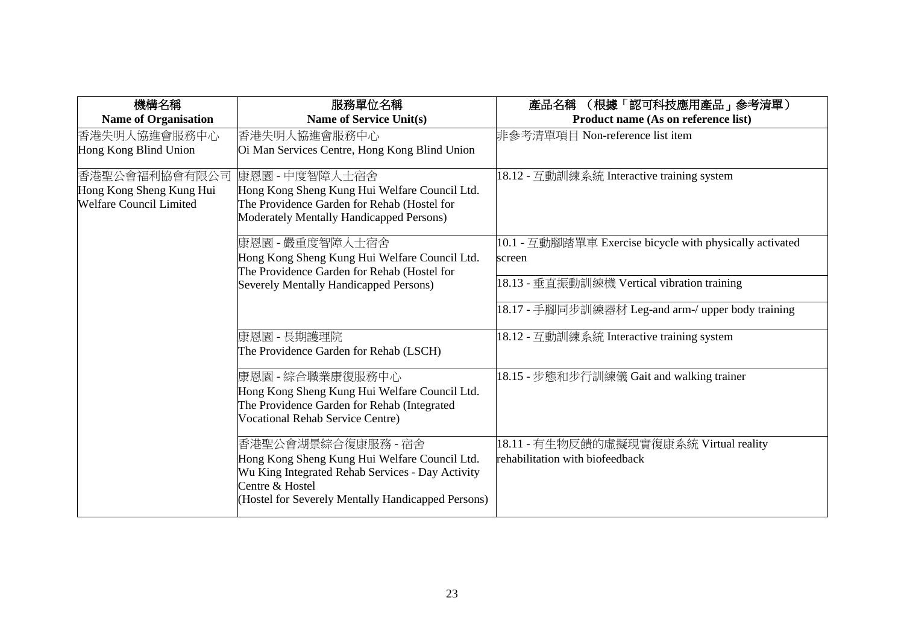| 機構名稱<br>**Name of Organisation** | 服務單位名稱<br>**Name of Service Unit(s)** | 產品名稱 （根據「認可科技應用產品」參考清單）<br>**Product name (As on reference list)** |
|---|---|---|
| 香港失明人協進會服務中心<br>Hong Kong Blind Union | 香港失明人協進會服務中心<br>Oi Man Services Centre, Hong Kong Blind Union | 非參考清單項目 Non-reference list item |
| 香港聖公會福利協會有限公司<br>Hong Kong Sheng Kung Hui Welfare Council Limited | 康恩園 - 中度智障人士宿舍<br>Hong Kong Sheng Kung Hui Welfare Council Ltd. The Providence Garden for Rehab (Hostel for Moderately Mentally Handicapped Persons) | 18.12 - 互動訓練系統 Interactive training system |
| | 康恩園 - 嚴重度智障人士宿舍<br>Hong Kong Sheng Kung Hui Welfare Council Ltd. The Providence Garden for Rehab (Hostel for Severely Mentally Handicapped Persons) | 10.1 - 互動腳踏單車 Exercise bicycle with physically activated screen |
| | | 18.13 - 垂直振動訓練機 Vertical vibration training |
| | | 18.17 - 手腳同步訓練器材 Leg-and arm-/ upper body training |
| | 康恩園 - 長期護理院<br>The Providence Garden for Rehab (LSCH) | 18.12 - 互動訓練系統 Interactive training system |
| | 康恩園 - 綜合職業康復服務中心<br>Hong Kong Sheng Kung Hui Welfare Council Ltd. The Providence Garden for Rehab (Integrated Vocational Rehab Service Centre) | 18.15 - 步態和步行訓練儀 Gait and walking trainer |
| | 香港聖公會湖景綜合復康服務 - 宿舍<br>Hong Kong Sheng Kung Hui Welfare Council Ltd. Wu King Integrated Rehab Services - Day Activity Centre & Hostel (Hostel for Severely Mentally Handicapped Persons) | 18.11 - 有生物反饋的虛擬現實復康系統 Virtual reality rehabilitation with biofeedback |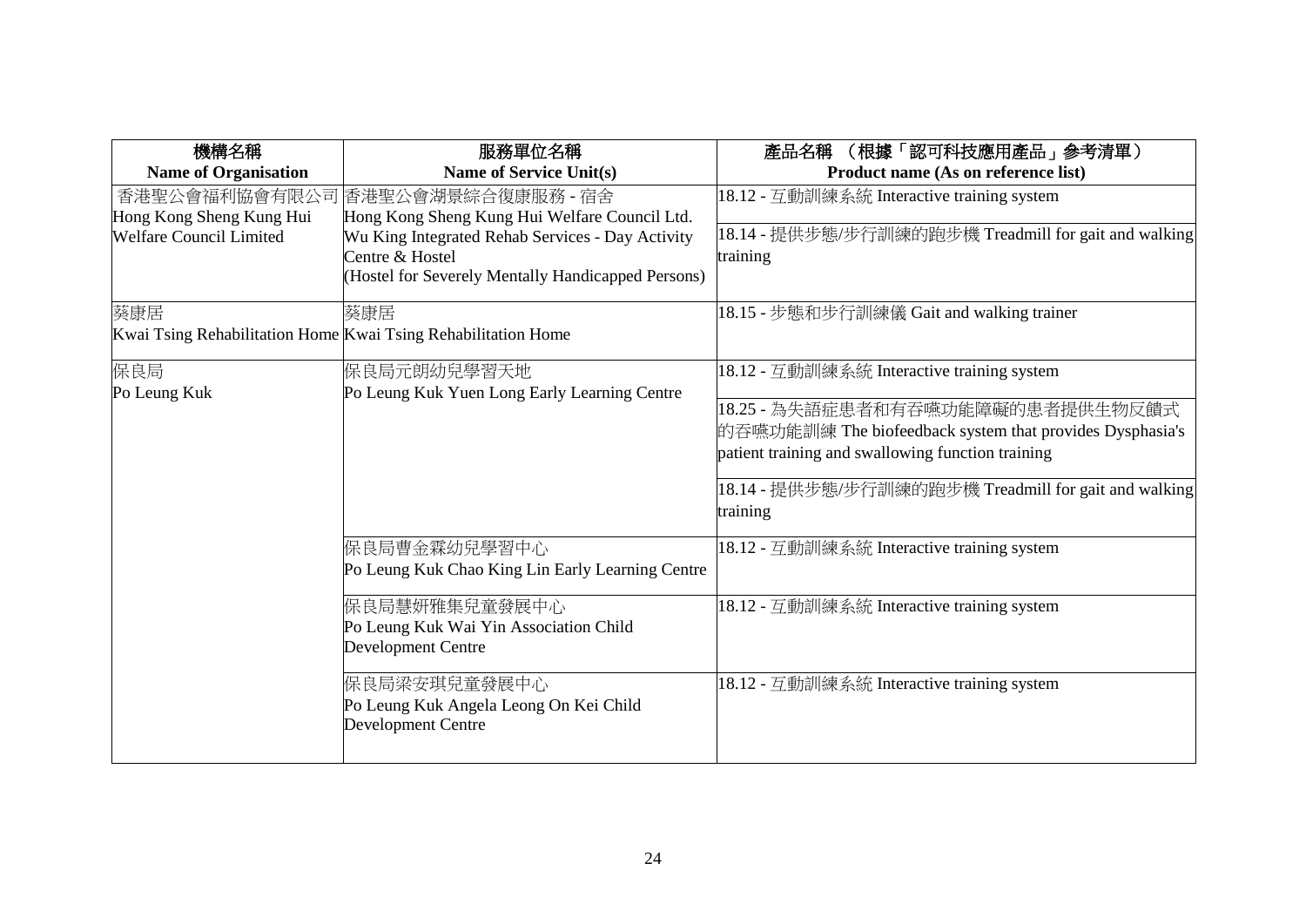| 機構名稱<br>Name of Organisation | 服務單位名稱<br>Name of Service Unit(s) | 產品名稱 （根據「認可科技應用產品」參考清單）<br>Product name (As on reference list) |
|---|---|---|
| 香港聖公會福利協會有限公司<br>Hong Kong Sheng Kung Hui Welfare Council Limited | 香港聖公會湖景綜合復康服務 - 宿舍<br>Hong Kong Sheng Kung Hui Welfare Council Ltd. Wu King Integrated Rehab Services - Day Activity Centre & Hostel<br>(Hostel for Severely Mentally Handicapped Persons) | 18.12 - 互動訓練系統 Interactive training system |
| | | 18.14 - 提供步態/步行訓練的跑步機 Treadmill for gait and walking training |
| 葵康居<br>Kwai Tsing Rehabilitation Home | 葵康居<br>Kwai Tsing Rehabilitation Home | 18.15 - 步態和步行訓練儀 Gait and walking trainer |
| 保良局<br>Po Leung Kuk | 保良局元朗幼兒學習天地<br>Po Leung Kuk Yuen Long Early Learning Centre | 18.12 - 互動訓練系統 Interactive training system |
| | | 18.25 - 為失語症患者和有吞嚥功能障礙的患者提供生物反饋式的吞嚥功能訓練 The biofeedback system that provides Dysphasia's patient training and swallowing function training |
| | | 18.14 - 提供步態/步行訓練的跑步機 Treadmill for gait and walking training |
| | 保良局曹金霖幼兒學習中心<br>Po Leung Kuk Chao King Lin Early Learning Centre | 18.12 - 互動訓練系統 Interactive training system |
| | 保良局慧妍雅集兒童發展中心<br>Po Leung Kuk Wai Yin Association Child Development Centre | 18.12 - 互動訓練系統 Interactive training system |
| | 保良局梁安琪兒童發展中心<br>Po Leung Kuk Angela Leong On Kei Child Development Centre | 18.12 - 互動訓練系統 Interactive training system |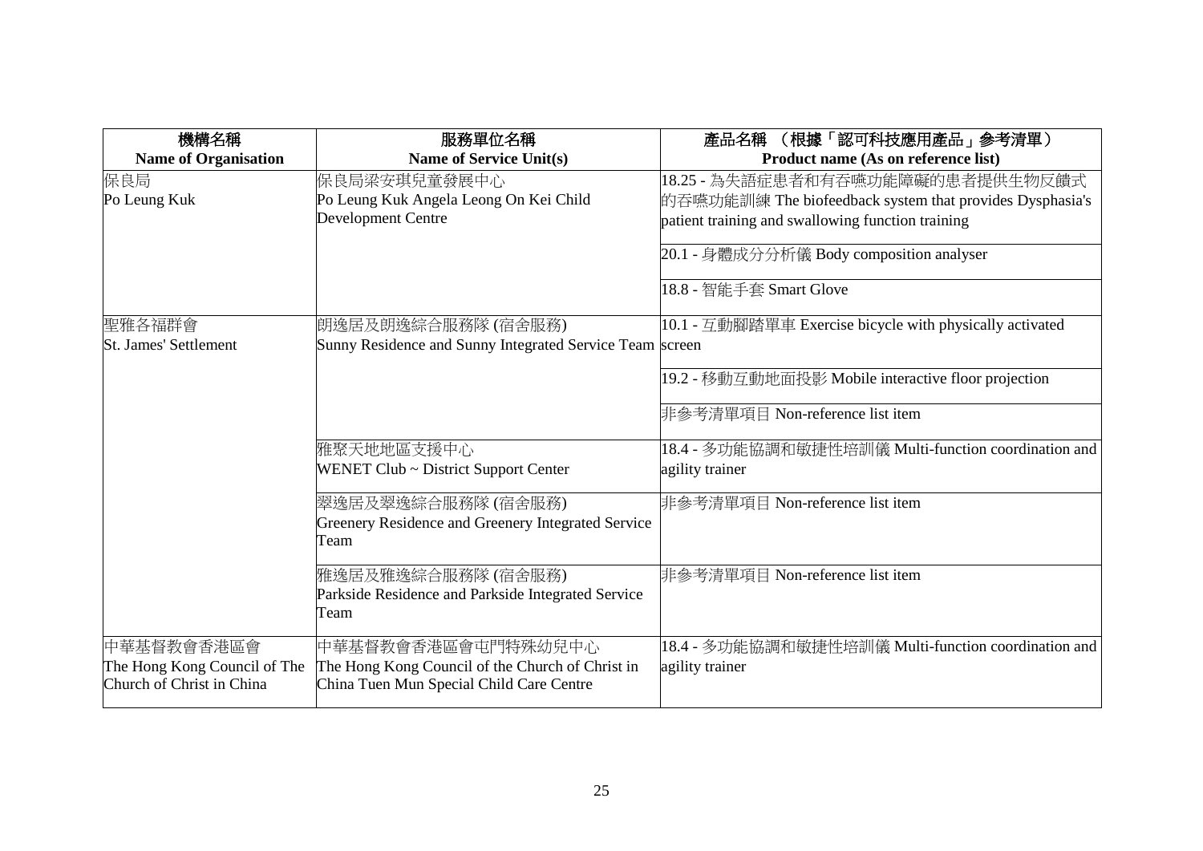| 機構名稱<br>Name of Organisation | 服務單位名稱<br>Name of Service Unit(s) | 產品名稱 （根據「認可科技應用產品」參考清單）<br>Product name (As on reference list) |
|---|---|---|
| 保良局<br>Po Leung Kuk | 保良局梁安琪兒童發展中心<br>Po Leung Kuk Angela Leong On Kei Child Development Centre | 18.25 - 為失語症患者和有吞嚥功能障礙的患者提供生物反饋式的吞嚥功能訓練 The biofeedback system that provides Dysphasia's patient training and swallowing function training |
| | | 20.1 - 身體成分分析儀 Body composition analyser |
| | | 18.8 - 智能手套 Smart Glove |
| 聖雅各福群會<br>St. James' Settlement | 朗逸居及朗逸綜合服務隊 (宿舍服務)<br>Sunny Residence and Sunny Integrated Service Team | 10.1 - 互動腳踏單車 Exercise bicycle with physically activated screen |
| | | 19.2 - 移動互動地面投影 Mobile interactive floor projection |
| | | 非參考清單項目 Non-reference list item |
| | 雅聚天地地區支援中心<br>WENET Club ~ District Support Center | 18.4 - 多功能協調和敏捷性培訓儀 Multi-function coordination and agility trainer |
| | 翠逸居及翠逸綜合服務隊 (宿舍服務)<br>Greenery Residence and Greenery Integrated Service Team | 非參考清單項目 Non-reference list item |
| | 雅逸居及雅逸綜合服務隊 (宿舍服務)<br>Parkside Residence and Parkside Integrated Service Team | 非參考清單項目 Non-reference list item |
| 中華基督教會香港區會<br>The Hong Kong Council of The Church of Christ in China | 中華基督教會香港區會屯門特殊幼兒中心<br>The Hong Kong Council of the Church of Christ in China Tuen Mun Special Child Care Centre | 18.4 - 多功能協調和敏捷性培訓儀 Multi-function coordination and agility trainer |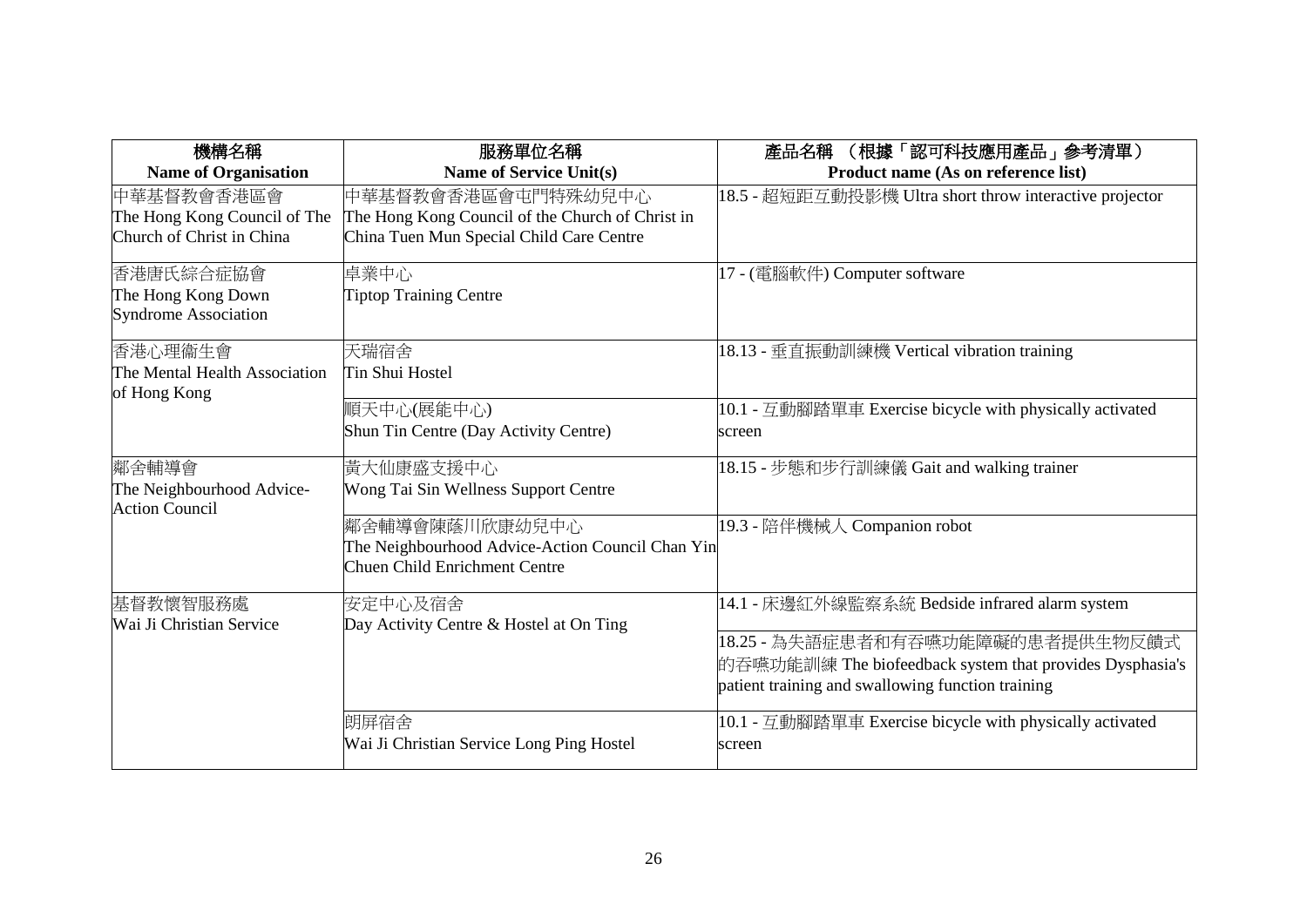| 機構名稱<br>**Name of Organisation** | 服務單位名稱<br>**Name of Service Unit(s)** | 產品名稱 （根據「認可科技應用產品」參考清單）<br>**Product name (As on reference list)** |
|---|---|---|
| 中華基督教會香港區會<br>The Hong Kong Council of The Church of Christ in China | 中華基督教會香港區會屯門特殊幼兒中心<br>The Hong Kong Council of the Church of Christ in China Tuen Mun Special Child Care Centre | 18.5 - 超短距互動投影機 Ultra short throw interactive projector |
| 香港唐氏綜合症協會<br>The Hong Kong Down Syndrome Association | 卓業中心<br>Tiptop Training Centre | 17 - (電腦軟件) Computer software |
| 香港心理衞生會<br>The Mental Health Association of Hong Kong | 天瑞宿舍<br>Tin Shui Hostel | 18.13 - 垂直振動訓練機 Vertical vibration training |
| | 順天中心(展能中心)<br>Shun Tin Centre (Day Activity Centre) | 10.1 - 互動腳踏單車 Exercise bicycle with physically activated screen |
| 鄰舍輔導會<br>The Neighbourhood Advice-Action Council | 黃大仙康盛支援中心<br>Wong Tai Sin Wellness Support Centre | 18.15 - 步態和步行訓練儀 Gait and walking trainer |
| | 鄰舍輔導會陳蔭川欣康幼兒中心<br>The Neighbourhood Advice-Action Council Chan Yin Chuen Child Enrichment Centre | 19.3 - 陪伴機械人 Companion robot |
| 基督教懷智服務處<br>Wai Ji Christian Service | 安定中心及宿舍<br>Day Activity Centre & Hostel at On Ting | 14.1 - 床邊紅外線監察系統 Bedside infrared alarm system |
| | | 18.25 - 為失語症患者和有吞嚥功能障礙的患者提供生物反饋式的吞嚥功能訓練 The biofeedback system that provides Dysphasia's patient training and swallowing function training |
| | 朗屏宿舍<br>Wai Ji Christian Service Long Ping Hostel | 10.1 - 互動腳踏單車 Exercise bicycle with physically activated screen |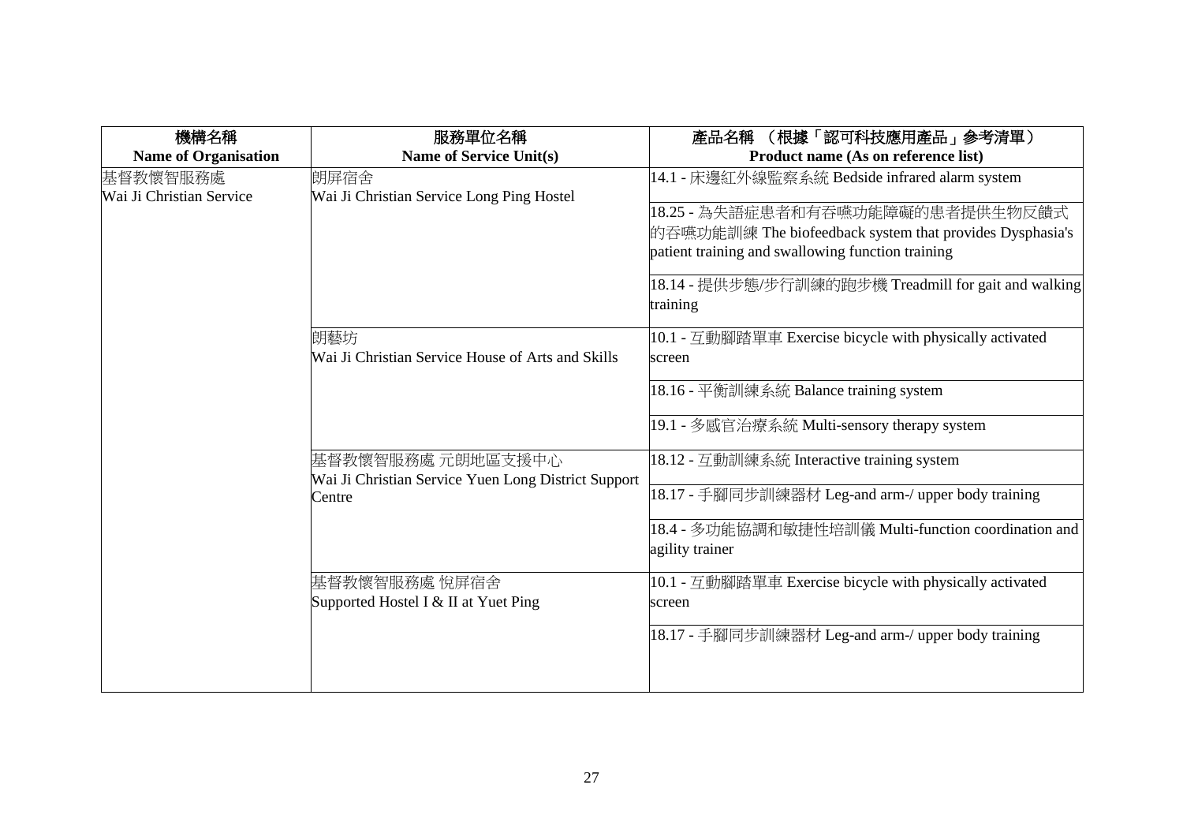| 機構名稱<br>**Name of Organisation** | 服務單位名稱<br>**Name of Service Unit(s)** | 產品名稱 （根據「認可科技應用產品」參考清單）<br>**Product name (As on reference list)** |
|---|---|---|
| 基督教懷智服務處<br>Wai Ji Christian Service | 朗屏宿舍<br>Wai Ji Christian Service Long Ping Hostel | 14.1 - 床邊紅外線監察系統 Bedside infrared alarm system |
| | | 18.25 - 為失語症患者和有吞嚥功能障礙的患者提供生物反饋式的吞嚥功能訓練 The biofeedback system that provides Dysphasia's patient training and swallowing function training |
| | | 18.14 - 提供步態/步行訓練的跑步機 Treadmill for gait and walking training |
| | 朗藝坊<br>Wai Ji Christian Service House of Arts and Skills | 10.1 - 互動腳踏單車 Exercise bicycle with physically activated screen |
| | | 18.16 - 平衡訓練系統 Balance training system |
| | | 19.1 - 多感官治療系統 Multi-sensory therapy system |
| | 基督教懷智服務處 元朗地區支援中心<br>Wai Ji Christian Service Yuen Long District Support Centre | 18.12 - 互動訓練系統 Interactive training system |
| | | 18.17 - 手腳同步訓練器材 Leg-and arm-/ upper body training |
| | | 18.4 - 多功能協調和敏捷性培訓儀 Multi-function coordination and agility trainer |
| | 基督教懷智服務處 悅屏宿舍<br>Supported Hostel I & II at Yuet Ping | 10.1 - 互動腳踏單車 Exercise bicycle with physically activated screen |
| | | 18.17 - 手腳同步訓練器材 Leg-and arm-/ upper body training |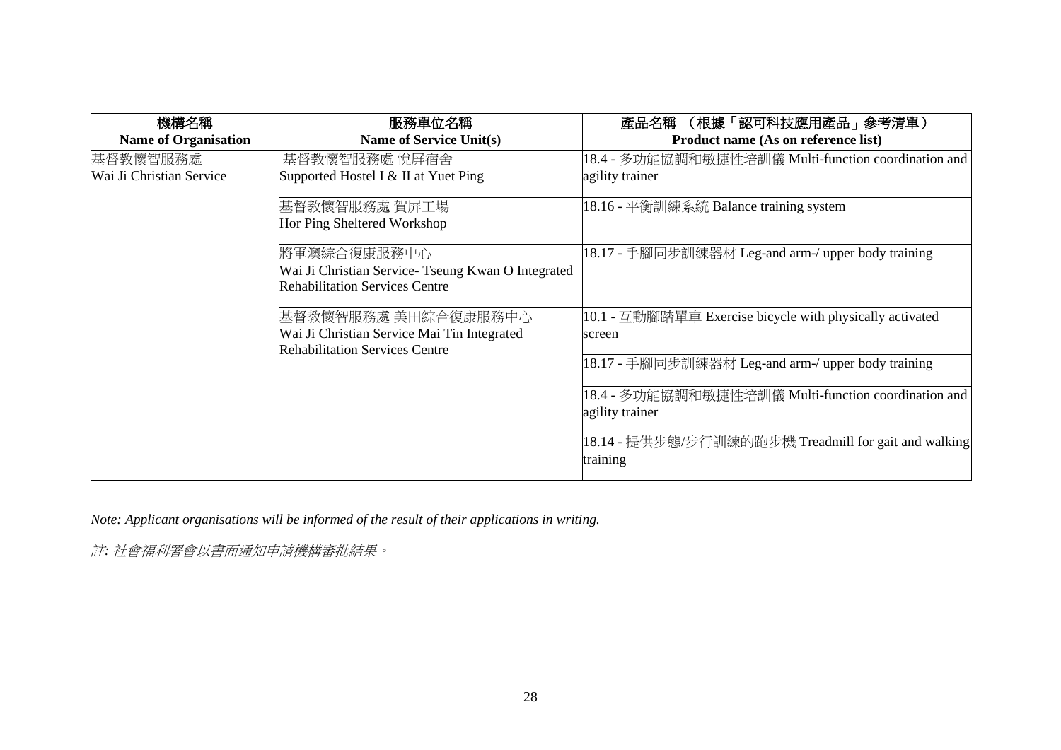| 機構名稱<br>**Name of Organisation** | 服務單位名稱<br>**Name of Service Unit(s)** | 產品名稱 （根據「認可科技應用產品」參考清單）<br>**Product name (As on reference list)** |
|---|---|---|
| 基督教懷智服務處<br>Wai Ji Christian Service | 基督教懷智服務處 悅屏宿舍<br>Supported Hostel I & II at Yuet Ping | 18.4 - 多功能協調和敏捷性培訓儀 Multi-function coordination and agility trainer |
| | 基督教懷智服務處 賀屏工場<br>Hor Ping Sheltered Workshop | 18.16 - 平衡訓練系統 Balance training system |
| | 將軍澳綜合復康服務中心<br>Wai Ji Christian Service- Tseung Kwan O Integrated Rehabilitation Services Centre | 18.17 - 手腳同步訓練器材 Leg-and arm-/ upper body training |
| | 基督教懷智服務處 美田綜合復康服務中心<br>Wai Ji Christian Service Mai Tin Integrated Rehabilitation Services Centre | 10.1 - 互動腳踏單車 Exercise bicycle with physically activated screen |
| | | 18.17 - 手腳同步訓練器材 Leg-and arm-/ upper body training |
| | | 18.4 - 多功能協調和敏捷性培訓儀 Multi-function coordination and agility trainer |
| | | 18.14 - 提供步態/步行訓練的跑步機 Treadmill for gait and walking training |

*Note: Applicant organisations will be informed of the result of their applications in writing.*

*註: 社會福利署會以書面通知申請機構審批結果。*